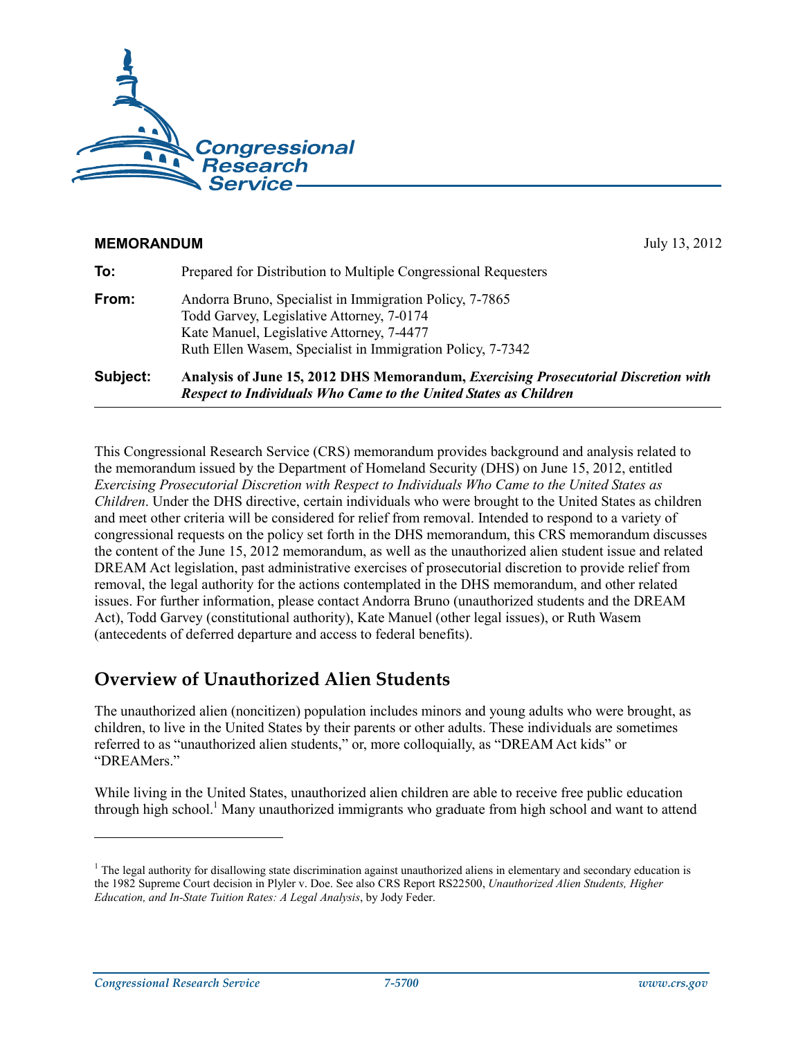**MEMORANDUM** July 13, 2012

| | |
|---|---|
| **To:** | Prepared for Distribution to Multiple Congressional Requesters |
| **From:** | Andorra Bruno, Specialist in Immigration Policy, 7-7865<br>Todd Garvey, Legislative Attorney, 7-0174<br>Kate Manuel, Legislative Attorney, 7-4477<br>Ruth Ellen Wasem, Specialist in Immigration Policy, 7-7342 |
| **Subject:** | **Analysis of June 15, 2012 DHS Memorandum, *Exercising Prosecutorial Discretion with Respect to Individuals Who Came to the United States as Children*** |

This Congressional Research Service (CRS) memorandum provides background and analysis related to the memorandum issued by the Department of Homeland Security (DHS) on June 15, 2012, entitled *Exercising Prosecutorial Discretion with Respect to Individuals Who Came to the United States as Children*. Under the DHS directive, certain individuals who were brought to the United States as children and meet other criteria will be considered for relief from removal. Intended to respond to a variety of congressional requests on the policy set forth in the DHS memorandum, this CRS memorandum discusses the content of the June 15, 2012 memorandum, as well as the unauthorized alien student issue and related DREAM Act legislation, past administrative exercises of prosecutorial discretion to provide relief from removal, the legal authority for the actions contemplated in the DHS memorandum, and other related issues. For further information, please contact Andorra Bruno (unauthorized students and the DREAM Act), Todd Garvey (constitutional authority), Kate Manuel (other legal issues), or Ruth Wasem (antecedents of deferred departure and access to federal benefits).

## Overview of Unauthorized Alien Students

The unauthorized alien (noncitizen) population includes minors and young adults who were brought, as children, to live in the United States by their parents or other adults. These individuals are sometimes referred to as "unauthorized alien students," or, more colloquially, as "DREAM Act kids" or "DREAMers."

While living in the United States, unauthorized alien children are able to receive free public education through high school.[1] Many unauthorized immigrants who graduate from high school and want to attend

[1] The legal authority for disallowing state discrimination against unauthorized aliens in elementary and secondary education is the 1982 Supreme Court decision in Plyler v. Doe. See also CRS Report RS22500, *Unauthorized Alien Students, Higher Education, and In-State Tuition Rates: A Legal Analysis*, by Jody Feder.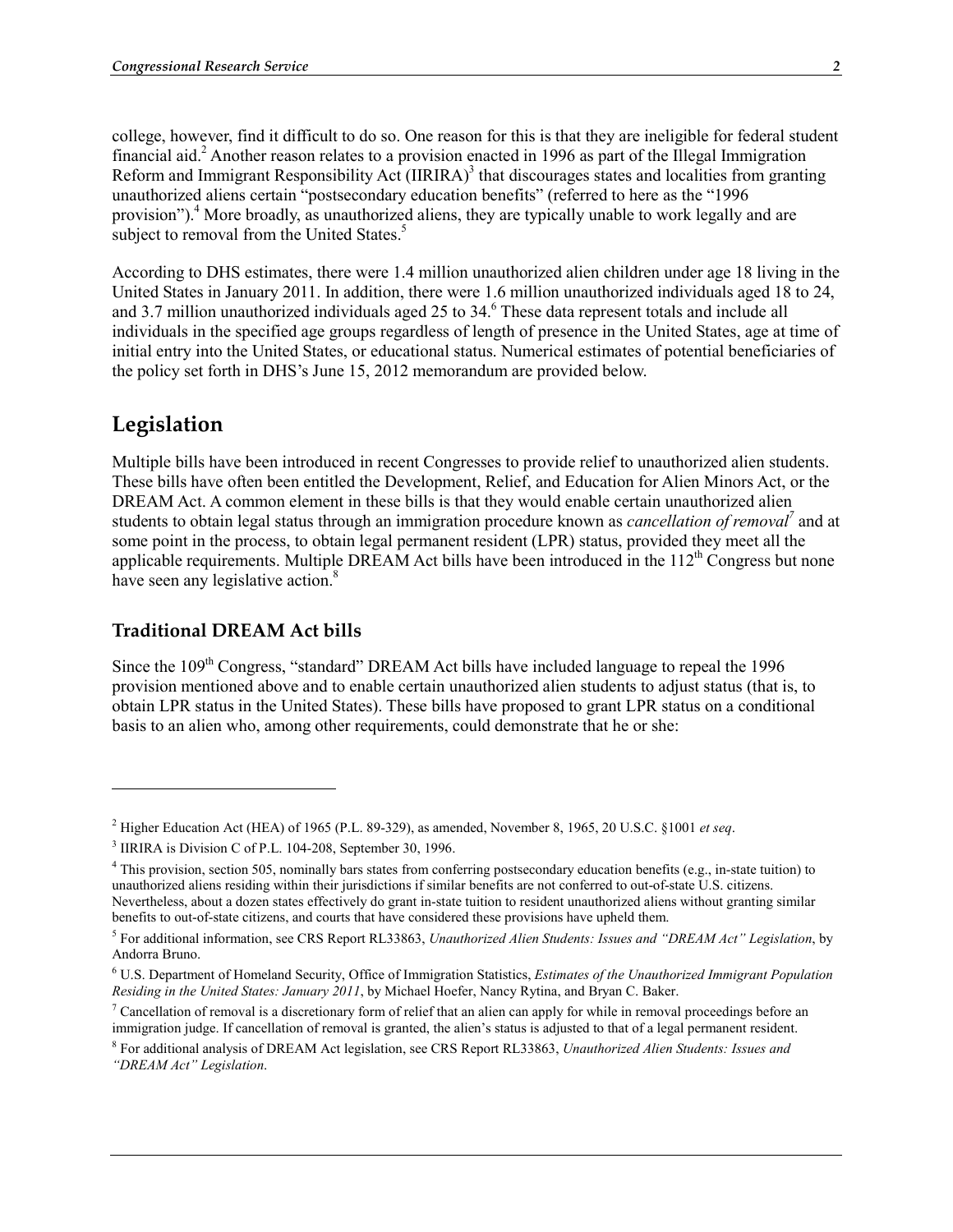college, however, find it difficult to do so. One reason for this is that they are ineligible for federal student financial aid.[2] Another reason relates to a provision enacted in 1996 as part of the Illegal Immigration Reform and Immigrant Responsibility Act (IIRIRA)[3] that discourages states and localities from granting unauthorized aliens certain "postsecondary education benefits" (referred to here as the "1996 provision").[4] More broadly, as unauthorized aliens, they are typically unable to work legally and are subject to removal from the United States.[5]

According to DHS estimates, there were 1.4 million unauthorized alien children under age 18 living in the United States in January 2011. In addition, there were 1.6 million unauthorized individuals aged 18 to 24, and 3.7 million unauthorized individuals aged 25 to 34.[6] These data represent totals and include all individuals in the specified age groups regardless of length of presence in the United States, age at time of initial entry into the United States, or educational status. Numerical estimates of potential beneficiaries of the policy set forth in DHS's June 15, 2012 memorandum are provided below.

## Legislation

Multiple bills have been introduced in recent Congresses to provide relief to unauthorized alien students. These bills have often been entitled the Development, Relief, and Education for Alien Minors Act, or the DREAM Act. A common element in these bills is that they would enable certain unauthorized alien students to obtain legal status through an immigration procedure known as *cancellation of removal*[7] and at some point in the process, to obtain legal permanent resident (LPR) status, provided they meet all the applicable requirements. Multiple DREAM Act bills have been introduced in the 112th Congress but none have seen any legislative action.[8]

### Traditional DREAM Act bills

Since the 109th Congress, "standard" DREAM Act bills have included language to repeal the 1996 provision mentioned above and to enable certain unauthorized alien students to adjust status (that is, to obtain LPR status in the United States). These bills have proposed to grant LPR status on a conditional basis to an alien who, among other requirements, could demonstrate that he or she:

---

[2] Higher Education Act (HEA) of 1965 (P.L. 89-329), as amended, November 8, 1965, 20 U.S.C. §1001 *et seq*.

[3] IIRIRA is Division C of P.L. 104-208, September 30, 1996.

[4] This provision, section 505, nominally bars states from conferring postsecondary education benefits (e.g., in-state tuition) to unauthorized aliens residing within their jurisdictions if similar benefits are not conferred to out-of-state U.S. citizens. Nevertheless, about a dozen states effectively do grant in-state tuition to resident unauthorized aliens without granting similar benefits to out-of-state citizens, and courts that have considered these provisions have upheld them.

[5] For additional information, see CRS Report RL33863, *Unauthorized Alien Students: Issues and "DREAM Act" Legislation*, by Andorra Bruno.

[6] U.S. Department of Homeland Security, Office of Immigration Statistics, *Estimates of the Unauthorized Immigrant Population Residing in the United States: January 2011*, by Michael Hoefer, Nancy Rytina, and Bryan C. Baker.

[7] Cancellation of removal is a discretionary form of relief that an alien can apply for while in removal proceedings before an immigration judge. If cancellation of removal is granted, the alien's status is adjusted to that of a legal permanent resident.

[8] For additional analysis of DREAM Act legislation, see CRS Report RL33863, *Unauthorized Alien Students: Issues and "DREAM Act" Legislation*.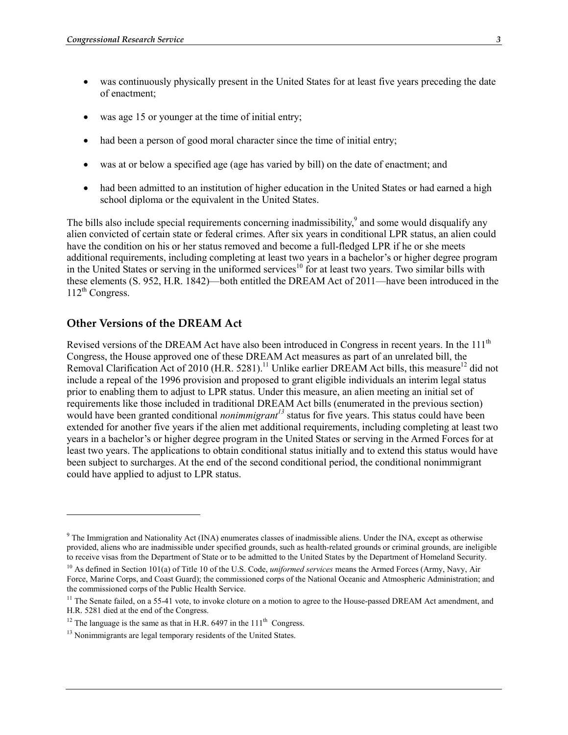- was continuously physically present in the United States for at least five years preceding the date of enactment;
- was age 15 or younger at the time of initial entry;
- had been a person of good moral character since the time of initial entry;
- was at or below a specified age (age has varied by bill) on the date of enactment; and
- had been admitted to an institution of higher education in the United States or had earned a high school diploma or the equivalent in the United States.

The bills also include special requirements concerning inadmissibility,[9] and some would disqualify any alien convicted of certain state or federal crimes. After six years in conditional LPR status, an alien could have the condition on his or her status removed and become a full-fledged LPR if he or she meets additional requirements, including completing at least two years in a bachelor's or higher degree program in the United States or serving in the uniformed services[10] for at least two years. Two similar bills with these elements (S. 952, H.R. 1842)—both entitled the DREAM Act of 2011—have been introduced in the 112th Congress.

## Other Versions of the DREAM Act

Revised versions of the DREAM Act have also been introduced in Congress in recent years. In the 111th Congress, the House approved one of these DREAM Act measures as part of an unrelated bill, the Removal Clarification Act of 2010 (H.R. 5281).[11] Unlike earlier DREAM Act bills, this measure[12] did not include a repeal of the 1996 provision and proposed to grant eligible individuals an interim legal status prior to enabling them to adjust to LPR status. Under this measure, an alien meeting an initial set of requirements like those included in traditional DREAM Act bills (enumerated in the previous section) would have been granted conditional *nonimmigrant*[13] status for five years. This status could have been extended for another five years if the alien met additional requirements, including completing at least two years in a bachelor's or higher degree program in the United States or serving in the Armed Forces for at least two years. The applications to obtain conditional status initially and to extend this status would have been subject to surcharges. At the end of the second conditional period, the conditional nonimmigrant could have applied to adjust to LPR status.

---

[9] The Immigration and Nationality Act (INA) enumerates classes of inadmissible aliens. Under the INA, except as otherwise provided, aliens who are inadmissible under specified grounds, such as health-related grounds or criminal grounds, are ineligible to receive visas from the Department of State or to be admitted to the United States by the Department of Homeland Security.

[10] As defined in Section 101(a) of Title 10 of the U.S. Code, *uniformed services* means the Armed Forces (Army, Navy, Air Force, Marine Corps, and Coast Guard); the commissioned corps of the National Oceanic and Atmospheric Administration; and the commissioned corps of the Public Health Service.

[11] The Senate failed, on a 55-41 vote, to invoke cloture on a motion to agree to the House-passed DREAM Act amendment, and H.R. 5281 died at the end of the Congress.

[12] The language is the same as that in H.R. 6497 in the 111th Congress.

[13] Nonimmigrants are legal temporary residents of the United States.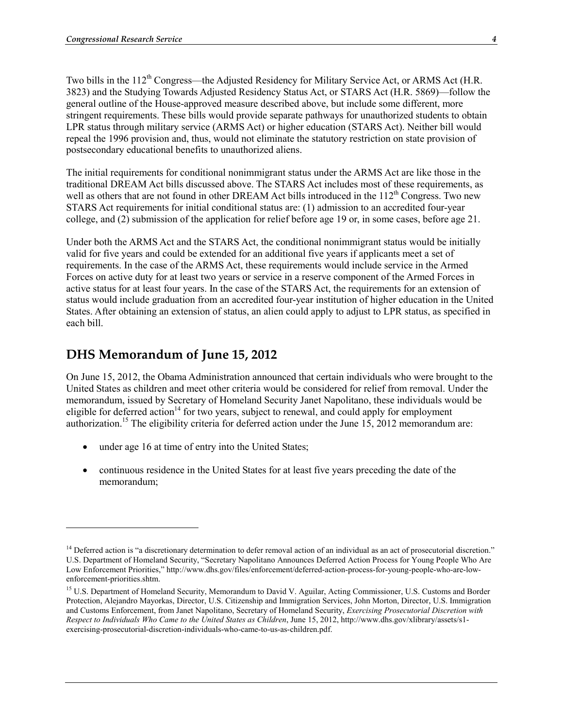Two bills in the 112th Congress—the Adjusted Residency for Military Service Act, or ARMS Act (H.R. 3823) and the Studying Towards Adjusted Residency Status Act, or STARS Act (H.R. 5869)—follow the general outline of the House-approved measure described above, but include some different, more stringent requirements. These bills would provide separate pathways for unauthorized students to obtain LPR status through military service (ARMS Act) or higher education (STARS Act). Neither bill would repeal the 1996 provision and, thus, would not eliminate the statutory restriction on state provision of postsecondary educational benefits to unauthorized aliens.

The initial requirements for conditional nonimmigrant status under the ARMS Act are like those in the traditional DREAM Act bills discussed above. The STARS Act includes most of these requirements, as well as others that are not found in other DREAM Act bills introduced in the 112th Congress. Two new STARS Act requirements for initial conditional status are: (1) admission to an accredited four-year college, and (2) submission of the application for relief before age 19 or, in some cases, before age 21.

Under both the ARMS Act and the STARS Act, the conditional nonimmigrant status would be initially valid for five years and could be extended for an additional five years if applicants meet a set of requirements. In the case of the ARMS Act, these requirements would include service in the Armed Forces on active duty for at least two years or service in a reserve component of the Armed Forces in active status for at least four years. In the case of the STARS Act, the requirements for an extension of status would include graduation from an accredited four-year institution of higher education in the United States. After obtaining an extension of status, an alien could apply to adjust to LPR status, as specified in each bill.

## DHS Memorandum of June 15, 2012

On June 15, 2012, the Obama Administration announced that certain individuals who were brought to the United States as children and meet other criteria would be considered for relief from removal. Under the memorandum, issued by Secretary of Homeland Security Janet Napolitano, these individuals would be eligible for deferred action[14] for two years, subject to renewal, and could apply for employment authorization.[15] The eligibility criteria for deferred action under the June 15, 2012 memorandum are:

- under age 16 at time of entry into the United States;
- continuous residence in the United States for at least five years preceding the date of the memorandum;

---

[14] Deferred action is "a discretionary determination to defer removal action of an individual as an act of prosecutorial discretion." U.S. Department of Homeland Security, "Secretary Napolitano Announces Deferred Action Process for Young People Who Are Low Enforcement Priorities," http://www.dhs.gov/files/enforcement/deferred-action-process-for-young-people-who-are-low-enforcement-priorities.shtm.

[15] U.S. Department of Homeland Security, Memorandum to David V. Aguilar, Acting Commissioner, U.S. Customs and Border Protection, Alejandro Mayorkas, Director, U.S. Citizenship and Immigration Services, John Morton, Director, U.S. Immigration and Customs Enforcement, from Janet Napolitano, Secretary of Homeland Security, *Exercising Prosecutorial Discretion with Respect to Individuals Who Came to the United States as Children*, June 15, 2012, http://www.dhs.gov/xlibrary/assets/s1-exercising-prosecutorial-discretion-individuals-who-came-to-us-as-children.pdf.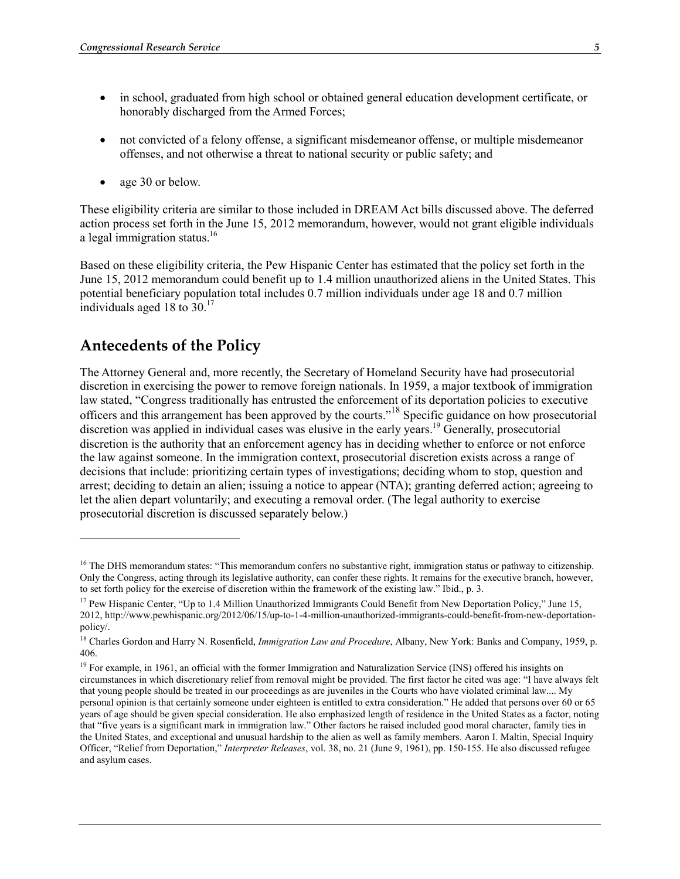- in school, graduated from high school or obtained general education development certificate, or honorably discharged from the Armed Forces;
- not convicted of a felony offense, a significant misdemeanor offense, or multiple misdemeanor offenses, and not otherwise a threat to national security or public safety; and
- age 30 or below.

These eligibility criteria are similar to those included in DREAM Act bills discussed above. The deferred action process set forth in the June 15, 2012 memorandum, however, would not grant eligible individuals a legal immigration status.[16]

Based on these eligibility criteria, the Pew Hispanic Center has estimated that the policy set forth in the June 15, 2012 memorandum could benefit up to 1.4 million unauthorized aliens in the United States. This potential beneficiary population total includes 0.7 million individuals under age 18 and 0.7 million individuals aged 18 to 30.[17]

## Antecedents of the Policy

The Attorney General and, more recently, the Secretary of Homeland Security have had prosecutorial discretion in exercising the power to remove foreign nationals. In 1959, a major textbook of immigration law stated, "Congress traditionally has entrusted the enforcement of its deportation policies to executive officers and this arrangement has been approved by the courts."[18] Specific guidance on how prosecutorial discretion was applied in individual cases was elusive in the early years.[19] Generally, prosecutorial discretion is the authority that an enforcement agency has in deciding whether to enforce or not enforce the law against someone. In the immigration context, prosecutorial discretion exists across a range of decisions that include: prioritizing certain types of investigations; deciding whom to stop, question and arrest; deciding to detain an alien; issuing a notice to appear (NTA); granting deferred action; agreeing to let the alien depart voluntarily; and executing a removal order. (The legal authority to exercise prosecutorial discretion is discussed separately below.)

---

[16] The DHS memorandum states: "This memorandum confers no substantive right, immigration status or pathway to citizenship. Only the Congress, acting through its legislative authority, can confer these rights. It remains for the executive branch, however, to set forth policy for the exercise of discretion within the framework of the existing law." Ibid., p. 3.

[17] Pew Hispanic Center, "Up to 1.4 Million Unauthorized Immigrants Could Benefit from New Deportation Policy," June 15, 2012, http://www.pewhispanic.org/2012/06/15/up-to-1-4-million-unauthorized-immigrants-could-benefit-from-new-deportation-policy/.

[18] Charles Gordon and Harry N. Rosenfield, *Immigration Law and Procedure*, Albany, New York: Banks and Company, 1959, p. 406.

[19] For example, in 1961, an official with the former Immigration and Naturalization Service (INS) offered his insights on circumstances in which discretionary relief from removal might be provided. The first factor he cited was age: "I have always felt that young people should be treated in our proceedings as are juveniles in the Courts who have violated criminal law.... My personal opinion is that certainly someone under eighteen is entitled to extra consideration." He added that persons over 60 or 65 years of age should be given special consideration. He also emphasized length of residence in the United States as a factor, noting that "five years is a significant mark in immigration law." Other factors he raised included good moral character, family ties in the United States, and exceptional and unusual hardship to the alien as well as family members. Aaron I. Maltin, Special Inquiry Officer, "Relief from Deportation," *Interpreter Releases*, vol. 38, no. 21 (June 9, 1961), pp. 150-155. He also discussed refugee and asylum cases.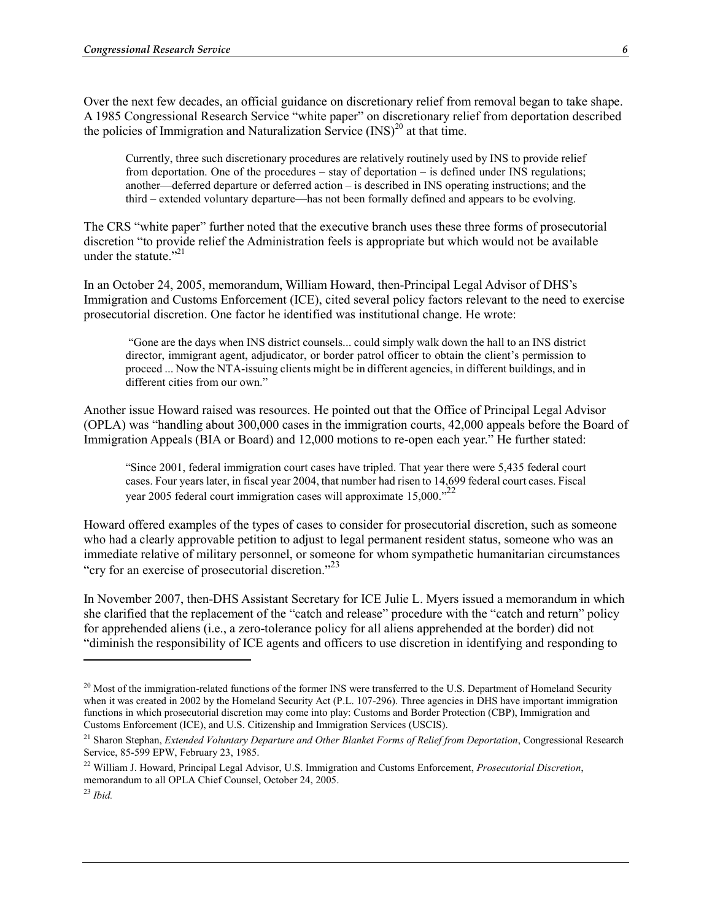Over the next few decades, an official guidance on discretionary relief from removal began to take shape. A 1985 Congressional Research Service "white paper" on discretionary relief from deportation described the policies of Immigration and Naturalization Service (INS)[20] at that time.

> Currently, three such discretionary procedures are relatively routinely used by INS to provide relief from deportation. One of the procedures – stay of deportation – is defined under INS regulations; another—deferred departure or deferred action – is described in INS operating instructions; and the third – extended voluntary departure—has not been formally defined and appears to be evolving.

The CRS "white paper" further noted that the executive branch uses these three forms of prosecutorial discretion "to provide relief the Administration feels is appropriate but which would not be available under the statute."[21]

In an October 24, 2005, memorandum, William Howard, then-Principal Legal Advisor of DHS's Immigration and Customs Enforcement (ICE), cited several policy factors relevant to the need to exercise prosecutorial discretion. One factor he identified was institutional change. He wrote:

> "Gone are the days when INS district counsels... could simply walk down the hall to an INS district director, immigrant agent, adjudicator, or border patrol officer to obtain the client's permission to proceed ... Now the NTA-issuing clients might be in different agencies, in different buildings, and in different cities from our own."

Another issue Howard raised was resources. He pointed out that the Office of Principal Legal Advisor (OPLA) was "handling about 300,000 cases in the immigration courts, 42,000 appeals before the Board of Immigration Appeals (BIA or Board) and 12,000 motions to re-open each year." He further stated:

> "Since 2001, federal immigration court cases have tripled. That year there were 5,435 federal court cases. Four years later, in fiscal year 2004, that number had risen to 14,699 federal court cases. Fiscal year 2005 federal court immigration cases will approximate 15,000."[22]

Howard offered examples of the types of cases to consider for prosecutorial discretion, such as someone who had a clearly approvable petition to adjust to legal permanent resident status, someone who was an immediate relative of military personnel, or someone for whom sympathetic humanitarian circumstances "cry for an exercise of prosecutorial discretion."[23]

In November 2007, then-DHS Assistant Secretary for ICE Julie L. Myers issued a memorandum in which she clarified that the replacement of the "catch and release" procedure with the "catch and return" policy for apprehended aliens (i.e., a zero-tolerance policy for all aliens apprehended at the border) did not "diminish the responsibility of ICE agents and officers to use discretion in identifying and responding to

---

[20] Most of the immigration-related functions of the former INS were transferred to the U.S. Department of Homeland Security when it was created in 2002 by the Homeland Security Act (P.L. 107-296). Three agencies in DHS have important immigration functions in which prosecutorial discretion may come into play: Customs and Border Protection (CBP), Immigration and Customs Enforcement (ICE), and U.S. Citizenship and Immigration Services (USCIS).

[21] Sharon Stephan, *Extended Voluntary Departure and Other Blanket Forms of Relief from Deportation*, Congressional Research Service, 85-599 EPW, February 23, 1985.

[22] William J. Howard, Principal Legal Advisor, U.S. Immigration and Customs Enforcement, *Prosecutorial Discretion*, memorandum to all OPLA Chief Counsel, October 24, 2005.

[23] *Ibid.*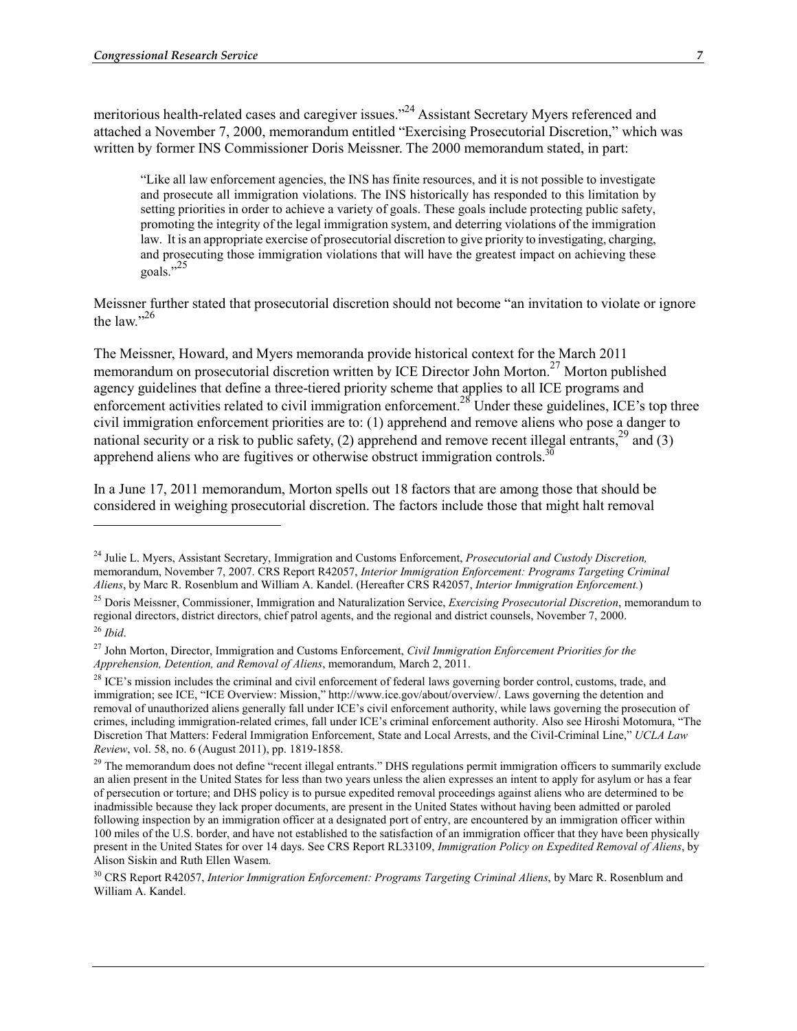meritorious health-related cases and caregiver issues."[24] Assistant Secretary Myers referenced and attached a November 7, 2000, memorandum entitled "Exercising Prosecutorial Discretion," which was written by former INS Commissioner Doris Meissner. The 2000 memorandum stated, in part:

> "Like all law enforcement agencies, the INS has finite resources, and it is not possible to investigate and prosecute all immigration violations. The INS historically has responded to this limitation by setting priorities in order to achieve a variety of goals. These goals include protecting public safety, promoting the integrity of the legal immigration system, and deterring violations of the immigration law. It is an appropriate exercise of prosecutorial discretion to give priority to investigating, charging, and prosecuting those immigration violations that will have the greatest impact on achieving these goals."[25]

Meissner further stated that prosecutorial discretion should not become "an invitation to violate or ignore the law."[26]

The Meissner, Howard, and Myers memoranda provide historical context for the March 2011 memorandum on prosecutorial discretion written by ICE Director John Morton.[27] Morton published agency guidelines that define a three-tiered priority scheme that applies to all ICE programs and enforcement activities related to civil immigration enforcement.[28] Under these guidelines, ICE's top three civil immigration enforcement priorities are to: (1) apprehend and remove aliens who pose a danger to national security or a risk to public safety, (2) apprehend and remove recent illegal entrants,[29] and (3) apprehend aliens who are fugitives or otherwise obstruct immigration controls.[30]

In a June 17, 2011 memorandum, Morton spells out 18 factors that are among those that should be considered in weighing prosecutorial discretion. The factors include those that might halt removal

---

[24] Julie L. Myers, Assistant Secretary, Immigration and Customs Enforcement, *Prosecutorial and Custody Discretion,* memorandum, November 7, 2007. CRS Report R42057, *Interior Immigration Enforcement: Programs Targeting Criminal Aliens*, by Marc R. Rosenblum and William A. Kandel. (Hereafter CRS R42057, *Interior Immigration Enforcement.*)

[25] Doris Meissner, Commissioner, Immigration and Naturalization Service, *Exercising Prosecutorial Discretion*, memorandum to regional directors, district directors, chief patrol agents, and the regional and district counsels, November 7, 2000.

[26] *Ibid*.

[27] John Morton, Director, Immigration and Customs Enforcement, *Civil Immigration Enforcement Priorities for the Apprehension, Detention, and Removal of Aliens*, memorandum, March 2, 2011.

[28] ICE's mission includes the criminal and civil enforcement of federal laws governing border control, customs, trade, and immigration; see ICE, "ICE Overview: Mission," http://www.ice.gov/about/overview/. Laws governing the detention and removal of unauthorized aliens generally fall under ICE's civil enforcement authority, while laws governing the prosecution of crimes, including immigration-related crimes, fall under ICE's criminal enforcement authority. Also see Hiroshi Motomura, "The Discretion That Matters: Federal Immigration Enforcement, State and Local Arrests, and the Civil-Criminal Line," *UCLA Law Review*, vol. 58, no. 6 (August 2011), pp. 1819-1858.

[29] The memorandum does not define "recent illegal entrants." DHS regulations permit immigration officers to summarily exclude an alien present in the United States for less than two years unless the alien expresses an intent to apply for asylum or has a fear of persecution or torture; and DHS policy is to pursue expedited removal proceedings against aliens who are determined to be inadmissible because they lack proper documents, are present in the United States without having been admitted or paroled following inspection by an immigration officer at a designated port of entry, are encountered by an immigration officer within 100 miles of the U.S. border, and have not established to the satisfaction of an immigration officer that they have been physically present in the United States for over 14 days. See CRS Report RL33109, *Immigration Policy on Expedited Removal of Aliens*, by Alison Siskin and Ruth Ellen Wasem.

[30] CRS Report R42057, *Interior Immigration Enforcement: Programs Targeting Criminal Aliens*, by Marc R. Rosenblum and William A. Kandel.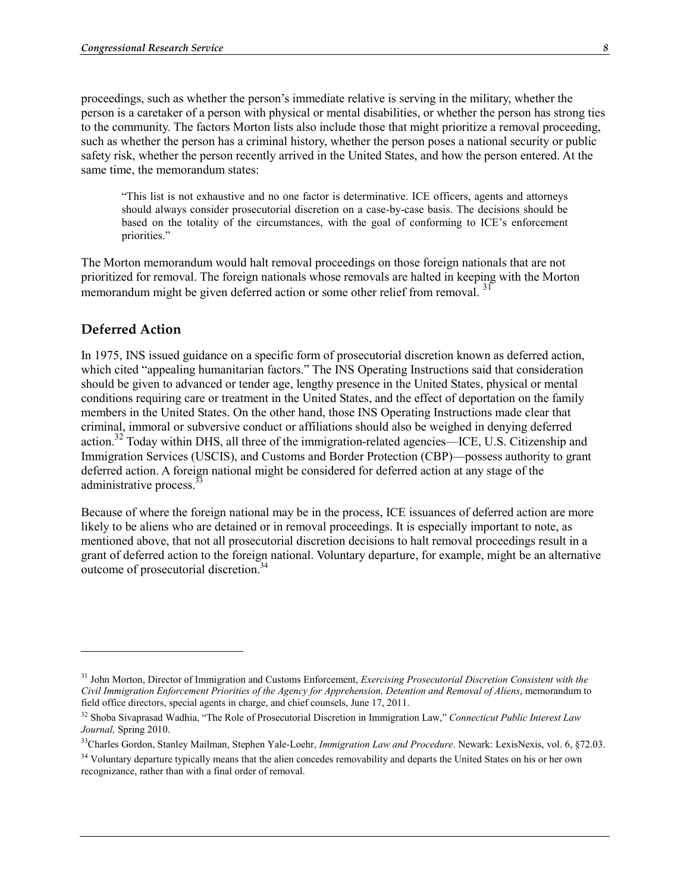proceedings, such as whether the person's immediate relative is serving in the military, whether the person is a caretaker of a person with physical or mental disabilities, or whether the person has strong ties to the community. The factors Morton lists also include those that might prioritize a removal proceeding, such as whether the person has a criminal history, whether the person poses a national security or public safety risk, whether the person recently arrived in the United States, and how the person entered. At the same time, the memorandum states:

> "This list is not exhaustive and no one factor is determinative. ICE officers, agents and attorneys should always consider prosecutorial discretion on a case-by-case basis. The decisions should be based on the totality of the circumstances, with the goal of conforming to ICE's enforcement priorities."

The Morton memorandum would halt removal proceedings on those foreign nationals that are not prioritized for removal. The foreign nationals whose removals are halted in keeping with the Morton memorandum might be given deferred action or some other relief from removal. [31]

## Deferred Action

In 1975, INS issued guidance on a specific form of prosecutorial discretion known as deferred action, which cited "appealing humanitarian factors." The INS Operating Instructions said that consideration should be given to advanced or tender age, lengthy presence in the United States, physical or mental conditions requiring care or treatment in the United States, and the effect of deportation on the family members in the United States. On the other hand, those INS Operating Instructions made clear that criminal, immoral or subversive conduct or affiliations should also be weighed in denying deferred action.[32] Today within DHS, all three of the immigration-related agencies—ICE, U.S. Citizenship and Immigration Services (USCIS), and Customs and Border Protection (CBP)—possess authority to grant deferred action. A foreign national might be considered for deferred action at any stage of the administrative process.[33]

Because of where the foreign national may be in the process, ICE issuances of deferred action are more likely to be aliens who are detained or in removal proceedings. It is especially important to note, as mentioned above, that not all prosecutorial discretion decisions to halt removal proceedings result in a grant of deferred action to the foreign national. Voluntary departure, for example, might be an alternative outcome of prosecutorial discretion.[34]

---

[31] John Morton, Director of Immigration and Customs Enforcement, *Exercising Prosecutorial Discretion Consistent with the Civil Immigration Enforcement Priorities of the Agency for Apprehension, Detention and Removal of Aliens*, memorandum to field office directors, special agents in charge, and chief counsels, June 17, 2011.

[32] Shoba Sivaprasad Wadhia, "The Role of Prosecutorial Discretion in Immigration Law," *Connecticut Public Interest Law Journal,* Spring 2010.

[33] Charles Gordon, Stanley Mailman, Stephen Yale-Loehr, *Immigration Law and Procedure*. Newark: LexisNexis, vol. 6, §72.03.

[34] Voluntary departure typically means that the alien concedes removability and departs the United States on his or her own recognizance, rather than with a final order of removal.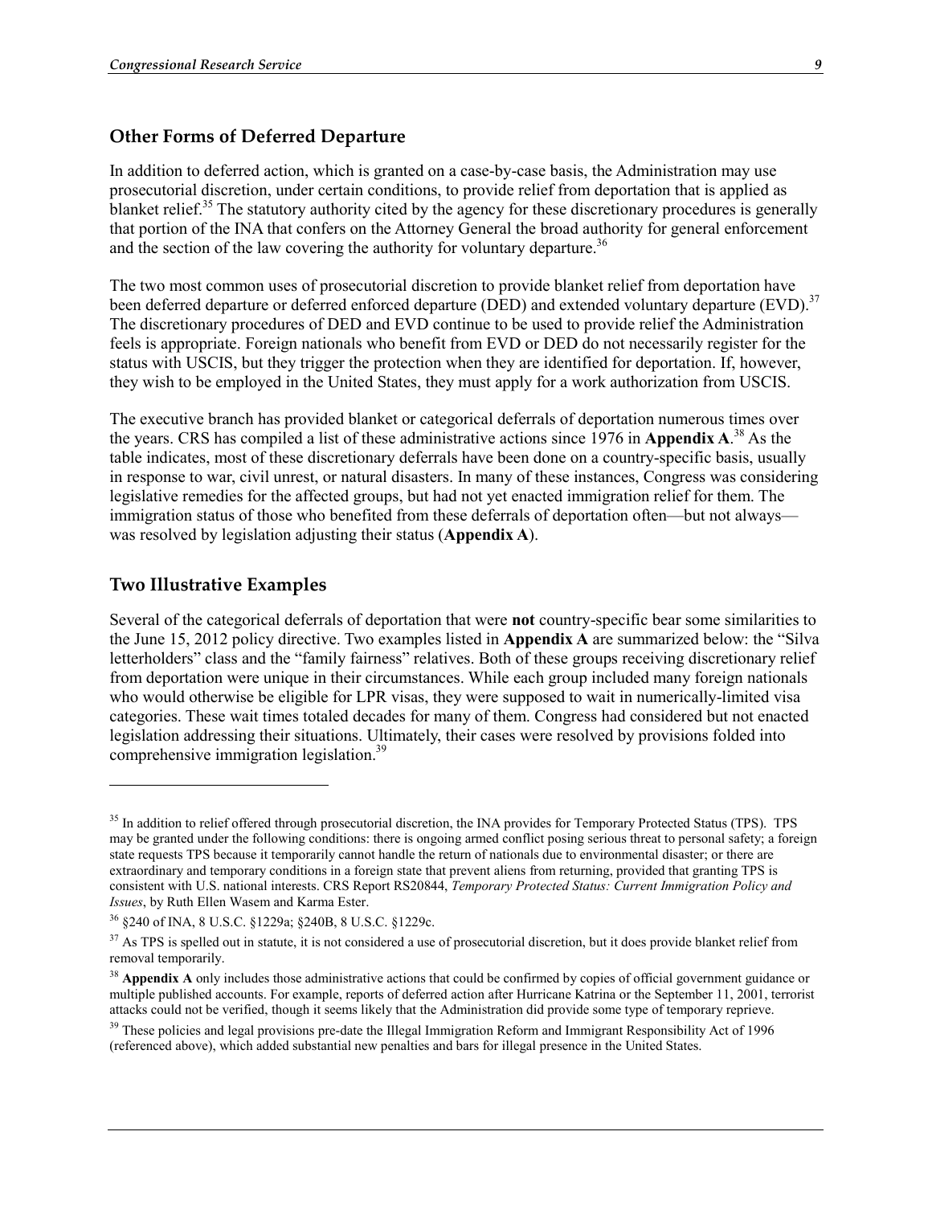## Other Forms of Deferred Departure

In addition to deferred action, which is granted on a case-by-case basis, the Administration may use prosecutorial discretion, under certain conditions, to provide relief from deportation that is applied as blanket relief.[35] The statutory authority cited by the agency for these discretionary procedures is generally that portion of the INA that confers on the Attorney General the broad authority for general enforcement and the section of the law covering the authority for voluntary departure.[36]

The two most common uses of prosecutorial discretion to provide blanket relief from deportation have been deferred departure or deferred enforced departure (DED) and extended voluntary departure (EVD).[37] The discretionary procedures of DED and EVD continue to be used to provide relief the Administration feels is appropriate. Foreign nationals who benefit from EVD or DED do not necessarily register for the status with USCIS, but they trigger the protection when they are identified for deportation. If, however, they wish to be employed in the United States, they must apply for a work authorization from USCIS.

The executive branch has provided blanket or categorical deferrals of deportation numerous times over the years. CRS has compiled a list of these administrative actions since 1976 in **Appendix A**.[38] As the table indicates, most of these discretionary deferrals have been done on a country-specific basis, usually in response to war, civil unrest, or natural disasters. In many of these instances, Congress was considering legislative remedies for the affected groups, but had not yet enacted immigration relief for them. The immigration status of those who benefited from these deferrals of deportation often—but not always—was resolved by legislation adjusting their status (**Appendix A**).

## Two Illustrative Examples

Several of the categorical deferrals of deportation that were **not** country-specific bear some similarities to the June 15, 2012 policy directive. Two examples listed in **Appendix A** are summarized below: the "Silva letterholders" class and the "family fairness" relatives. Both of these groups receiving discretionary relief from deportation were unique in their circumstances. While each group included many foreign nationals who would otherwise be eligible for LPR visas, they were supposed to wait in numerically-limited visa categories. These wait times totaled decades for many of them. Congress had considered but not enacted legislation addressing their situations. Ultimately, their cases were resolved by provisions folded into comprehensive immigration legislation.[39]

---

[35] In addition to relief offered through prosecutorial discretion, the INA provides for Temporary Protected Status (TPS). TPS may be granted under the following conditions: there is ongoing armed conflict posing serious threat to personal safety; a foreign state requests TPS because it temporarily cannot handle the return of nationals due to environmental disaster; or there are extraordinary and temporary conditions in a foreign state that prevent aliens from returning, provided that granting TPS is consistent with U.S. national interests. CRS Report RS20844, *Temporary Protected Status: Current Immigration Policy and Issues*, by Ruth Ellen Wasem and Karma Ester.

[36] §240 of INA, 8 U.S.C. §1229a; §240B, 8 U.S.C. §1229c.

[37] As TPS is spelled out in statute, it is not considered a use of prosecutorial discretion, but it does provide blanket relief from removal temporarily.

[38] **Appendix A** only includes those administrative actions that could be confirmed by copies of official government guidance or multiple published accounts. For example, reports of deferred action after Hurricane Katrina or the September 11, 2001, terrorist attacks could not be verified, though it seems likely that the Administration did provide some type of temporary reprieve.

[39] These policies and legal provisions pre-date the Illegal Immigration Reform and Immigrant Responsibility Act of 1996 (referenced above), which added substantial new penalties and bars for illegal presence in the United States.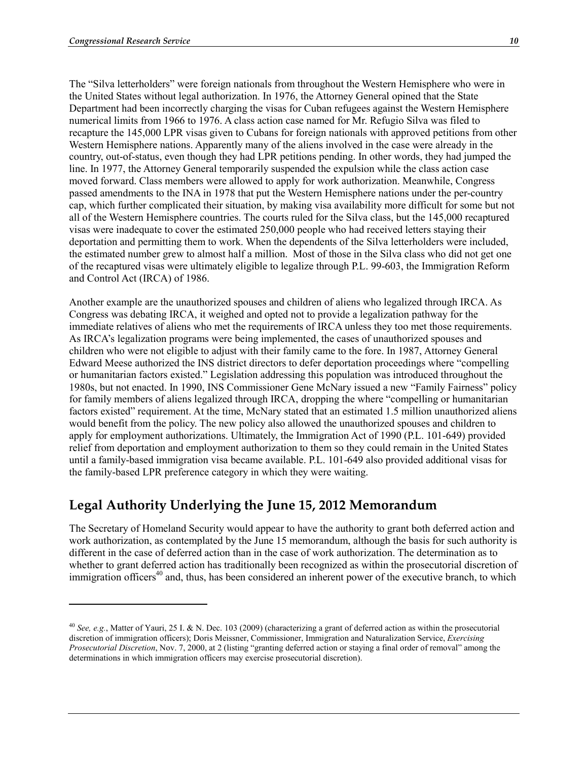The "Silva letterholders" were foreign nationals from throughout the Western Hemisphere who were in the United States without legal authorization. In 1976, the Attorney General opined that the State Department had been incorrectly charging the visas for Cuban refugees against the Western Hemisphere numerical limits from 1966 to 1976. A class action case named for Mr. Refugio Silva was filed to recapture the 145,000 LPR visas given to Cubans for foreign nationals with approved petitions from other Western Hemisphere nations. Apparently many of the aliens involved in the case were already in the country, out-of-status, even though they had LPR petitions pending. In other words, they had jumped the line. In 1977, the Attorney General temporarily suspended the expulsion while the class action case moved forward. Class members were allowed to apply for work authorization. Meanwhile, Congress passed amendments to the INA in 1978 that put the Western Hemisphere nations under the per-country cap, which further complicated their situation, by making visa availability more difficult for some but not all of the Western Hemisphere countries. The courts ruled for the Silva class, but the 145,000 recaptured visas were inadequate to cover the estimated 250,000 people who had received letters staying their deportation and permitting them to work. When the dependents of the Silva letterholders were included, the estimated number grew to almost half a million. Most of those in the Silva class who did not get one of the recaptured visas were ultimately eligible to legalize through P.L. 99-603, the Immigration Reform and Control Act (IRCA) of 1986.

Another example are the unauthorized spouses and children of aliens who legalized through IRCA. As Congress was debating IRCA, it weighed and opted not to provide a legalization pathway for the immediate relatives of aliens who met the requirements of IRCA unless they too met those requirements. As IRCA's legalization programs were being implemented, the cases of unauthorized spouses and children who were not eligible to adjust with their family came to the fore. In 1987, Attorney General Edward Meese authorized the INS district directors to defer deportation proceedings where "compelling or humanitarian factors existed." Legislation addressing this population was introduced throughout the 1980s, but not enacted. In 1990, INS Commissioner Gene McNary issued a new "Family Fairness" policy for family members of aliens legalized through IRCA, dropping the where "compelling or humanitarian factors existed" requirement. At the time, McNary stated that an estimated 1.5 million unauthorized aliens would benefit from the policy. The new policy also allowed the unauthorized spouses and children to apply for employment authorizations. Ultimately, the Immigration Act of 1990 (P.L. 101-649) provided relief from deportation and employment authorization to them so they could remain in the United States until a family-based immigration visa became available. P.L. 101-649 also provided additional visas for the family-based LPR preference category in which they were waiting.

## Legal Authority Underlying the June 15, 2012 Memorandum

The Secretary of Homeland Security would appear to have the authority to grant both deferred action and work authorization, as contemplated by the June 15 memorandum, although the basis for such authority is different in the case of deferred action than in the case of work authorization. The determination as to whether to grant deferred action has traditionally been recognized as within the prosecutorial discretion of immigration officers[40] and, thus, has been considered an inherent power of the executive branch, to which

---

[40] *See, e.g.*, Matter of Yauri, 25 I. & N. Dec. 103 (2009) (characterizing a grant of deferred action as within the prosecutorial discretion of immigration officers); Doris Meissner, Commissioner, Immigration and Naturalization Service, *Exercising Prosecutorial Discretion*, Nov. 7, 2000, at 2 (listing "granting deferred action or staying a final order of removal" among the determinations in which immigration officers may exercise prosecutorial discretion).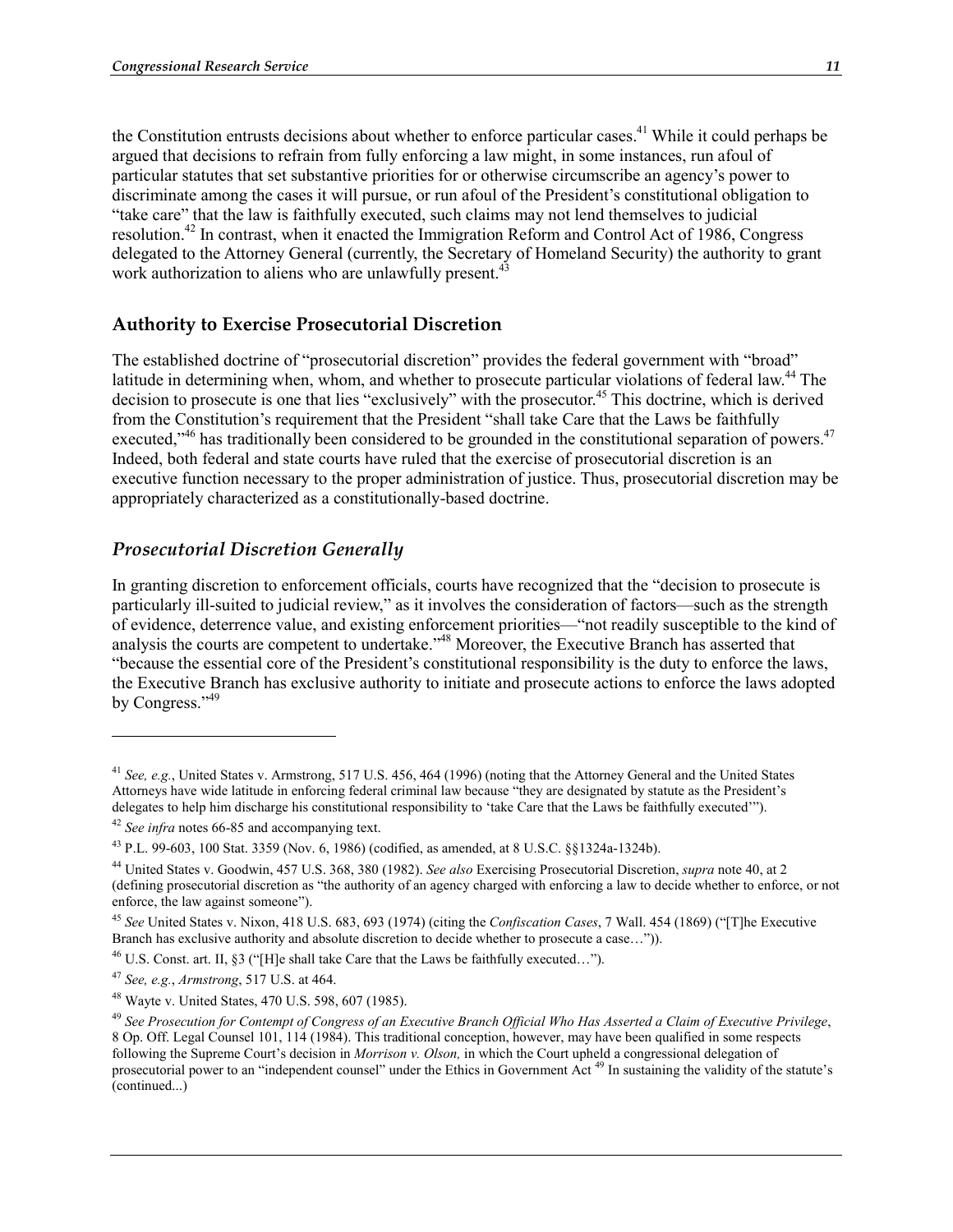the Constitution entrusts decisions about whether to enforce particular cases.[41] While it could perhaps be argued that decisions to refrain from fully enforcing a law might, in some instances, run afoul of particular statutes that set substantive priorities for or otherwise circumscribe an agency's power to discriminate among the cases it will pursue, or run afoul of the President's constitutional obligation to "take care" that the law is faithfully executed, such claims may not lend themselves to judicial resolution.[42] In contrast, when it enacted the Immigration Reform and Control Act of 1986, Congress delegated to the Attorney General (currently, the Secretary of Homeland Security) the authority to grant work authorization to aliens who are unlawfully present.[43]

## Authority to Exercise Prosecutorial Discretion

The established doctrine of "prosecutorial discretion" provides the federal government with "broad" latitude in determining when, whom, and whether to prosecute particular violations of federal law.[44] The decision to prosecute is one that lies "exclusively" with the prosecutor.[45] This doctrine, which is derived from the Constitution's requirement that the President "shall take Care that the Laws be faithfully executed,"[46] has traditionally been considered to be grounded in the constitutional separation of powers.[47] Indeed, both federal and state courts have ruled that the exercise of prosecutorial discretion is an executive function necessary to the proper administration of justice. Thus, prosecutorial discretion may be appropriately characterized as a constitutionally-based doctrine.

### *Prosecutorial Discretion Generally*

In granting discretion to enforcement officials, courts have recognized that the "decision to prosecute is particularly ill-suited to judicial review," as it involves the consideration of factors—such as the strength of evidence, deterrence value, and existing enforcement priorities—"not readily susceptible to the kind of analysis the courts are competent to undertake."[48] Moreover, the Executive Branch has asserted that "because the essential core of the President's constitutional responsibility is the duty to enforce the laws, the Executive Branch has exclusive authority to initiate and prosecute actions to enforce the laws adopted by Congress."[49]

---

[41] *See, e.g.*, United States v. Armstrong, 517 U.S. 456, 464 (1996) (noting that the Attorney General and the United States Attorneys have wide latitude in enforcing federal criminal law because "they are designated by statute as the President's delegates to help him discharge his constitutional responsibility to 'take Care that the Laws be faithfully executed'").

[42] *See infra* notes 66-85 and accompanying text.

[43] P.L. 99-603, 100 Stat. 3359 (Nov. 6, 1986) (codified, as amended, at 8 U.S.C. §§1324a-1324b).

[44] United States v. Goodwin, 457 U.S. 368, 380 (1982). *See also* Exercising Prosecutorial Discretion, *supra* note 40, at 2 (defining prosecutorial discretion as "the authority of an agency charged with enforcing a law to decide whether to enforce, or not enforce, the law against someone").

[45] *See* United States v. Nixon, 418 U.S. 683, 693 (1974) (citing the *Confiscation Cases*, 7 Wall. 454 (1869) ("[T]he Executive Branch has exclusive authority and absolute discretion to decide whether to prosecute a case…")).

[46] U.S. Const. art. II, §3 ("[H]e shall take Care that the Laws be faithfully executed…").

[47] *See, e.g.*, *Armstrong*, 517 U.S. at 464.

[48] Wayte v. United States, 470 U.S. 598, 607 (1985).

[49] *See Prosecution for Contempt of Congress of an Executive Branch Official Who Has Asserted a Claim of Executive Privilege*, 8 Op. Off. Legal Counsel 101, 114 (1984). This traditional conception, however, may have been qualified in some respects following the Supreme Court's decision in *Morrison v. Olson,* in which the Court upheld a congressional delegation of prosecutorial power to an "independent counsel" under the Ethics in Government Act [49] In sustaining the validity of the statute's (continued...)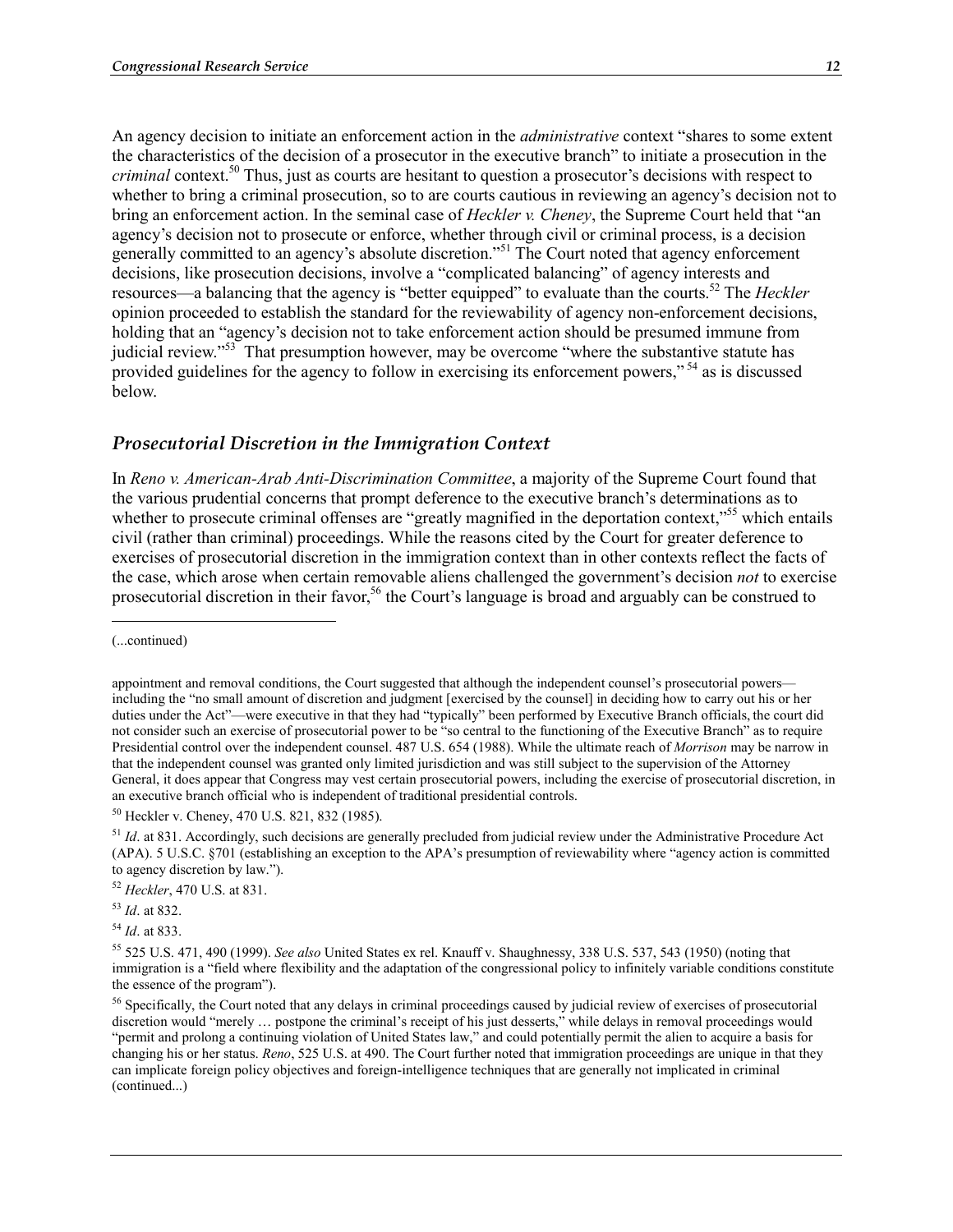An agency decision to initiate an enforcement action in the *administrative* context "shares to some extent the characteristics of the decision of a prosecutor in the executive branch" to initiate a prosecution in the *criminal* context.[50] Thus, just as courts are hesitant to question a prosecutor's decisions with respect to whether to bring a criminal prosecution, so to are courts cautious in reviewing an agency's decision not to bring an enforcement action. In the seminal case of *Heckler v. Cheney*, the Supreme Court held that "an agency's decision not to prosecute or enforce, whether through civil or criminal process, is a decision generally committed to an agency's absolute discretion."[51] The Court noted that agency enforcement decisions, like prosecution decisions, involve a "complicated balancing" of agency interests and resources—a balancing that the agency is "better equipped" to evaluate than the courts.[52] The *Heckler* opinion proceeded to establish the standard for the reviewability of agency non-enforcement decisions, holding that an "agency's decision not to take enforcement action should be presumed immune from judicial review."[53] That presumption however, may be overcome "where the substantive statute has provided guidelines for the agency to follow in exercising its enforcement powers," [54] as is discussed below.

## *Prosecutorial Discretion in the Immigration Context*

In *Reno v. American-Arab Anti-Discrimination Committee*, a majority of the Supreme Court found that the various prudential concerns that prompt deference to the executive branch's determinations as to whether to prosecute criminal offenses are "greatly magnified in the deportation context,"[55] which entails civil (rather than criminal) proceedings. While the reasons cited by the Court for greater deference to exercises of prosecutorial discretion in the immigration context than in other contexts reflect the facts of the case, which arose when certain removable aliens challenged the government's decision *not* to exercise prosecutorial discretion in their favor,[56] the Court's language is broad and arguably can be construed to

---

(...continued)

appointment and removal conditions, the Court suggested that although the independent counsel's prosecutorial powers—including the "no small amount of discretion and judgment [exercised by the counsel] in deciding how to carry out his or her duties under the Act"—were executive in that they had "typically" been performed by Executive Branch officials, the court did not consider such an exercise of prosecutorial power to be "so central to the functioning of the Executive Branch" as to require Presidential control over the independent counsel. 487 U.S. 654 (1988). While the ultimate reach of *Morrison* may be narrow in that the independent counsel was granted only limited jurisdiction and was still subject to the supervision of the Attorney General, it does appear that Congress may vest certain prosecutorial powers, including the exercise of prosecutorial discretion, in an executive branch official who is independent of traditional presidential controls.

[50] Heckler v. Cheney, 470 U.S. 821, 832 (1985).

[51] *Id*. at 831. Accordingly, such decisions are generally precluded from judicial review under the Administrative Procedure Act (APA). 5 U.S.C. §701 (establishing an exception to the APA's presumption of reviewability where "agency action is committed to agency discretion by law.").

[52] *Heckler*, 470 U.S. at 831.

[53] *Id*. at 832.

[54] *Id*. at 833.

[55] 525 U.S. 471, 490 (1999). *See also* United States ex rel. Knauff v. Shaughnessy, 338 U.S. 537, 543 (1950) (noting that immigration is a "field where flexibility and the adaptation of the congressional policy to infinitely variable conditions constitute the essence of the program").

[56] Specifically, the Court noted that any delays in criminal proceedings caused by judicial review of exercises of prosecutorial discretion would "merely … postpone the criminal's receipt of his just desserts," while delays in removal proceedings would "permit and prolong a continuing violation of United States law," and could potentially permit the alien to acquire a basis for changing his or her status. *Reno*, 525 U.S. at 490. The Court further noted that immigration proceedings are unique in that they can implicate foreign policy objectives and foreign-intelligence techniques that are generally not implicated in criminal (continued...)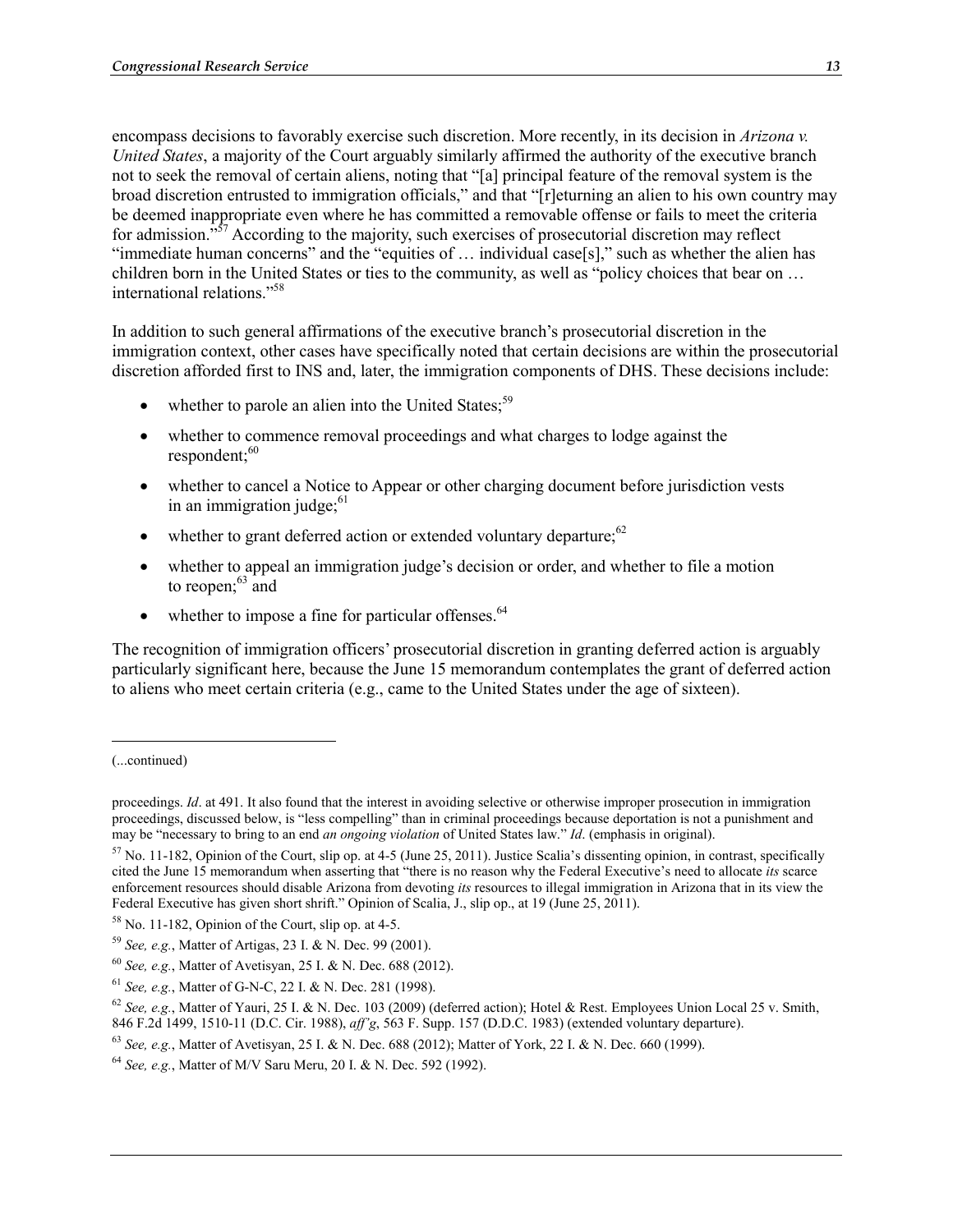encompass decisions to favorably exercise such discretion. More recently, in its decision in *Arizona v. United States*, a majority of the Court arguably similarly affirmed the authority of the executive branch not to seek the removal of certain aliens, noting that "[a] principal feature of the removal system is the broad discretion entrusted to immigration officials," and that "[r]eturning an alien to his own country may be deemed inappropriate even where he has committed a removable offense or fails to meet the criteria for admission."[57] According to the majority, such exercises of prosecutorial discretion may reflect "immediate human concerns" and the "equities of … individual case[s]," such as whether the alien has children born in the United States or ties to the community, as well as "policy choices that bear on … international relations."[58]

In addition to such general affirmations of the executive branch's prosecutorial discretion in the immigration context, other cases have specifically noted that certain decisions are within the prosecutorial discretion afforded first to INS and, later, the immigration components of DHS. These decisions include:

- whether to parole an alien into the United States;[59]
- whether to commence removal proceedings and what charges to lodge against the respondent;[60]
- whether to cancel a Notice to Appear or other charging document before jurisdiction vests in an immigration judge;[61]
- whether to grant deferred action or extended voluntary departure;[62]
- whether to appeal an immigration judge's decision or order, and whether to file a motion to reopen;[63] and
- whether to impose a fine for particular offenses.[64]

The recognition of immigration officers' prosecutorial discretion in granting deferred action is arguably particularly significant here, because the June 15 memorandum contemplates the grant of deferred action to aliens who meet certain criteria (e.g., came to the United States under the age of sixteen).

---

(...continued)

proceedings. *Id*. at 491. It also found that the interest in avoiding selective or otherwise improper prosecution in immigration proceedings, discussed below, is "less compelling" than in criminal proceedings because deportation is not a punishment and may be "necessary to bring to an end *an ongoing violation* of United States law." *Id*. (emphasis in original).

[57] No. 11-182, Opinion of the Court, slip op. at 4-5 (June 25, 2011). Justice Scalia's dissenting opinion, in contrast, specifically cited the June 15 memorandum when asserting that "there is no reason why the Federal Executive's need to allocate *its* scarce enforcement resources should disable Arizona from devoting *its* resources to illegal immigration in Arizona that in its view the Federal Executive has given short shrift." Opinion of Scalia, J., slip op., at 19 (June 25, 2011).

[58] No. 11-182, Opinion of the Court, slip op. at 4-5.

[59] *See, e.g.*, Matter of Artigas, 23 I. & N. Dec. 99 (2001).

[60] *See, e.g.*, Matter of Avetisyan, 25 I. & N. Dec. 688 (2012).

[61] *See, e.g.*, Matter of G-N-C, 22 I. & N. Dec. 281 (1998).

[62] *See, e.g.*, Matter of Yauri, 25 I. & N. Dec. 103 (2009) (deferred action); Hotel & Rest. Employees Union Local 25 v. Smith, 846 F.2d 1499, 1510-11 (D.C. Cir. 1988), *aff'g*, 563 F. Supp. 157 (D.D.C. 1983) (extended voluntary departure).

[63] *See, e.g.*, Matter of Avetisyan, 25 I. & N. Dec. 688 (2012); Matter of York, 22 I. & N. Dec. 660 (1999).

[64] *See, e.g.*, Matter of M/V Saru Meru, 20 I. & N. Dec. 592 (1992).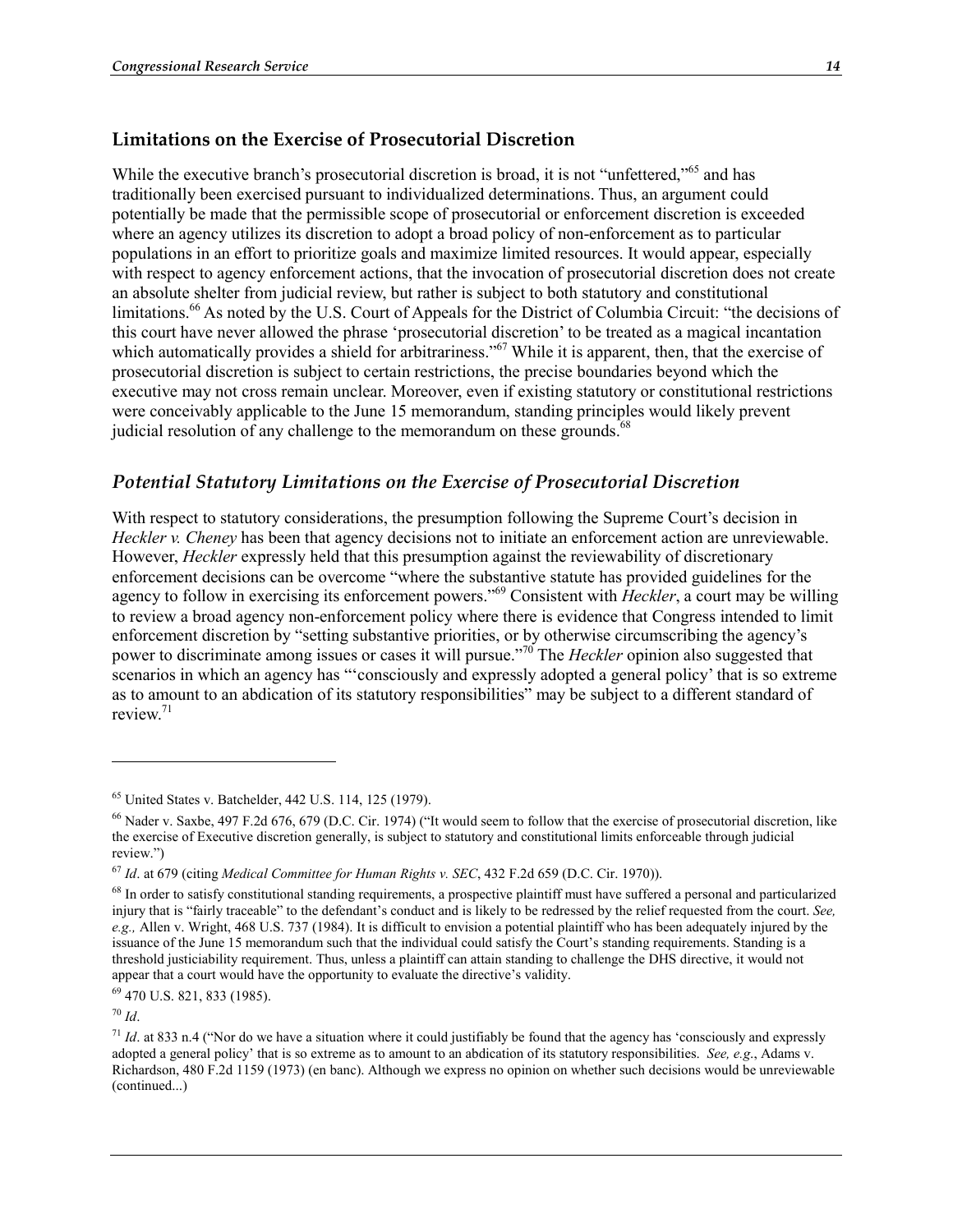## Limitations on the Exercise of Prosecutorial Discretion

While the executive branch's prosecutorial discretion is broad, it is not "unfettered,"[65] and has traditionally been exercised pursuant to individualized determinations. Thus, an argument could potentially be made that the permissible scope of prosecutorial or enforcement discretion is exceeded where an agency utilizes its discretion to adopt a broad policy of non-enforcement as to particular populations in an effort to prioritize goals and maximize limited resources. It would appear, especially with respect to agency enforcement actions, that the invocation of prosecutorial discretion does not create an absolute shelter from judicial review, but rather is subject to both statutory and constitutional limitations.[66] As noted by the U.S. Court of Appeals for the District of Columbia Circuit: "the decisions of this court have never allowed the phrase 'prosecutorial discretion' to be treated as a magical incantation which automatically provides a shield for arbitrariness."[67] While it is apparent, then, that the exercise of prosecutorial discretion is subject to certain restrictions, the precise boundaries beyond which the executive may not cross remain unclear. Moreover, even if existing statutory or constitutional restrictions were conceivably applicable to the June 15 memorandum, standing principles would likely prevent judicial resolution of any challenge to the memorandum on these grounds.[68]

### *Potential Statutory Limitations on the Exercise of Prosecutorial Discretion*

With respect to statutory considerations, the presumption following the Supreme Court's decision in *Heckler v. Cheney* has been that agency decisions not to initiate an enforcement action are unreviewable. However, *Heckler* expressly held that this presumption against the reviewability of discretionary enforcement decisions can be overcome "where the substantive statute has provided guidelines for the agency to follow in exercising its enforcement powers."[69] Consistent with *Heckler*, a court may be willing to review a broad agency non-enforcement policy where there is evidence that Congress intended to limit enforcement discretion by "setting substantive priorities, or by otherwise circumscribing the agency's power to discriminate among issues or cases it will pursue."[70] The *Heckler* opinion also suggested that scenarios in which an agency has "'consciously and expressly adopted a general policy' that is so extreme as to amount to an abdication of its statutory responsibilities" may be subject to a different standard of review.[71]

---

[65] United States v. Batchelder, 442 U.S. 114, 125 (1979).

[66] Nader v. Saxbe, 497 F.2d 676, 679 (D.C. Cir. 1974) ("It would seem to follow that the exercise of prosecutorial discretion, like the exercise of Executive discretion generally, is subject to statutory and constitutional limits enforceable through judicial review.")

[67] *Id*. at 679 (citing *Medical Committee for Human Rights v. SEC*, 432 F.2d 659 (D.C. Cir. 1970)).

[68] In order to satisfy constitutional standing requirements, a prospective plaintiff must have suffered a personal and particularized injury that is "fairly traceable" to the defendant's conduct and is likely to be redressed by the relief requested from the court. *See, e.g.,* Allen v. Wright, 468 U.S. 737 (1984). It is difficult to envision a potential plaintiff who has been adequately injured by the issuance of the June 15 memorandum such that the individual could satisfy the Court's standing requirements. Standing is a threshold justiciability requirement. Thus, unless a plaintiff can attain standing to challenge the DHS directive, it would not appear that a court would have the opportunity to evaluate the directive's validity.

[69] 470 U.S. 821, 833 (1985).

[70] *Id*.

[71] *Id*. at 833 n.4 ("Nor do we have a situation where it could justifiably be found that the agency has 'consciously and expressly adopted a general policy' that is so extreme as to amount to an abdication of its statutory responsibilities. *See, e.g.*, Adams v. Richardson, 480 F.2d 1159 (1973) (en banc). Although we express no opinion on whether such decisions would be unreviewable (continued...)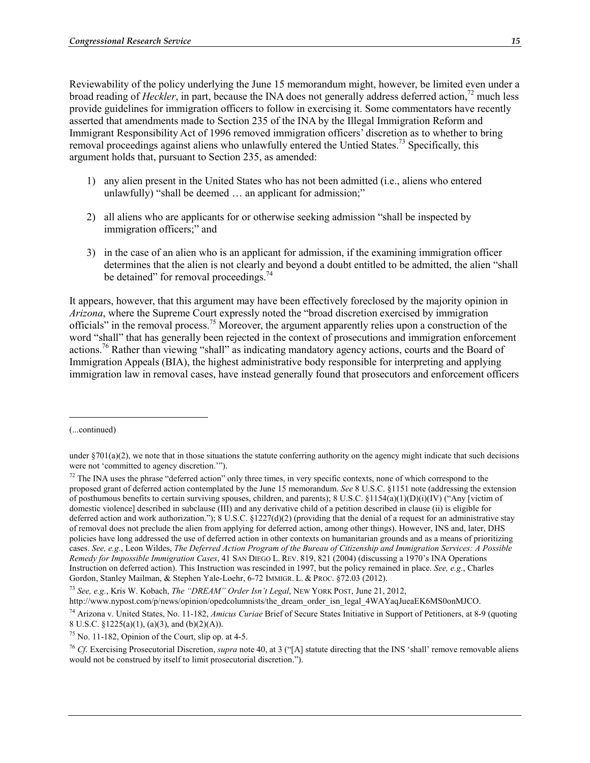Reviewability of the policy underlying the June 15 memorandum might, however, be limited even under a broad reading of *Heckler*, in part, because the INA does not generally address deferred action,[72] much less provide guidelines for immigration officers to follow in exercising it. Some commentators have recently asserted that amendments made to Section 235 of the INA by the Illegal Immigration Reform and Immigrant Responsibility Act of 1996 removed immigration officers' discretion as to whether to bring removal proceedings against aliens who unlawfully entered the Untied States.[73] Specifically, this argument holds that, pursuant to Section 235, as amended:

1) any alien present in the United States who has not been admitted (i.e., aliens who entered unlawfully) "shall be deemed … an applicant for admission;"

2) all aliens who are applicants for or otherwise seeking admission "shall be inspected by immigration officers;" and

3) in the case of an alien who is an applicant for admission, if the examining immigration officer determines that the alien is not clearly and beyond a doubt entitled to be admitted, the alien "shall be detained" for removal proceedings.[74]

It appears, however, that this argument may have been effectively foreclosed by the majority opinion in *Arizona*, where the Supreme Court expressly noted the "broad discretion exercised by immigration officials" in the removal process.[75] Moreover, the argument apparently relies upon a construction of the word "shall" that has generally been rejected in the context of prosecutions and immigration enforcement actions.[76] Rather than viewing "shall" as indicating mandatory agency actions, courts and the Board of Immigration Appeals (BIA), the highest administrative body responsible for interpreting and applying immigration law in removal cases, have instead generally found that prosecutors and enforcement officers

---

(...continued)

under §701(a)(2), we note that in those situations the statute conferring authority on the agency might indicate that such decisions were not 'committed to agency discretion.'").

[72] The INA uses the phrase "deferred action" only three times, in very specific contexts, none of which correspond to the proposed grant of deferred action contemplated by the June 15 memorandum. *See* 8 U.S.C. §1151 note (addressing the extension of posthumous benefits to certain surviving spouses, children, and parents); 8 U.S.C. §1154(a)(1)(D)(i)(IV) ("Any [victim of domestic violence] described in subclause (III) and any derivative child of a petition described in clause (ii) is eligible for deferred action and work authorization."); 8 U.S.C. §1227(d)(2) (providing that the denial of a request for an administrative stay of removal does not preclude the alien from applying for deferred action, among other things). However, INS and, later, DHS policies have long addressed the use of deferred action in other contexts on humanitarian grounds and as a means of prioritizing cases. *See, e.g.*, Leon Wildes, *The Deferred Action Program of the Bureau of Citizenship and Immigration Services: A Possible Remedy for Impossible Immigration Cases*, 41 SAN DIEGO L. REV. 819, 821 (2004) (discussing a 1970's INA Operations Instruction on deferred action). This Instruction was rescinded in 1997, but the policy remained in place. *See, e.g.*, Charles Gordon, Stanley Mailman, & Stephen Yale-Loehr, 6-72 IMMIGR. L. & PROC. §72.03 (2012).

[73] *See, e.g.*, Kris W. Kobach, *The "DREAM" Order Isn't Legal*, NEW YORK POST, June 21, 2012, http://www.nypost.com/p/news/opinion/opedcolumnists/the_dream_order_isn_legal_4WAYaqJueaEK6MS0onMJCO.

[74] Arizona v. United States, No. 11-182, *Amicus Curiae* Brief of Secure States Initiative in Support of Petitioners, at 8-9 (quoting 8 U.S.C. §1225(a)(1), (a)(3), and (b)(2)(A)).

[75] No. 11-182, Opinion of the Court, slip op. at 4-5.

[76] *Cf*. Exercising Prosecutorial Discretion, *supra* note 40, at 3 ("[A] statute directing that the INS 'shall' remove removable aliens would not be construed by itself to limit prosecutorial discretion.").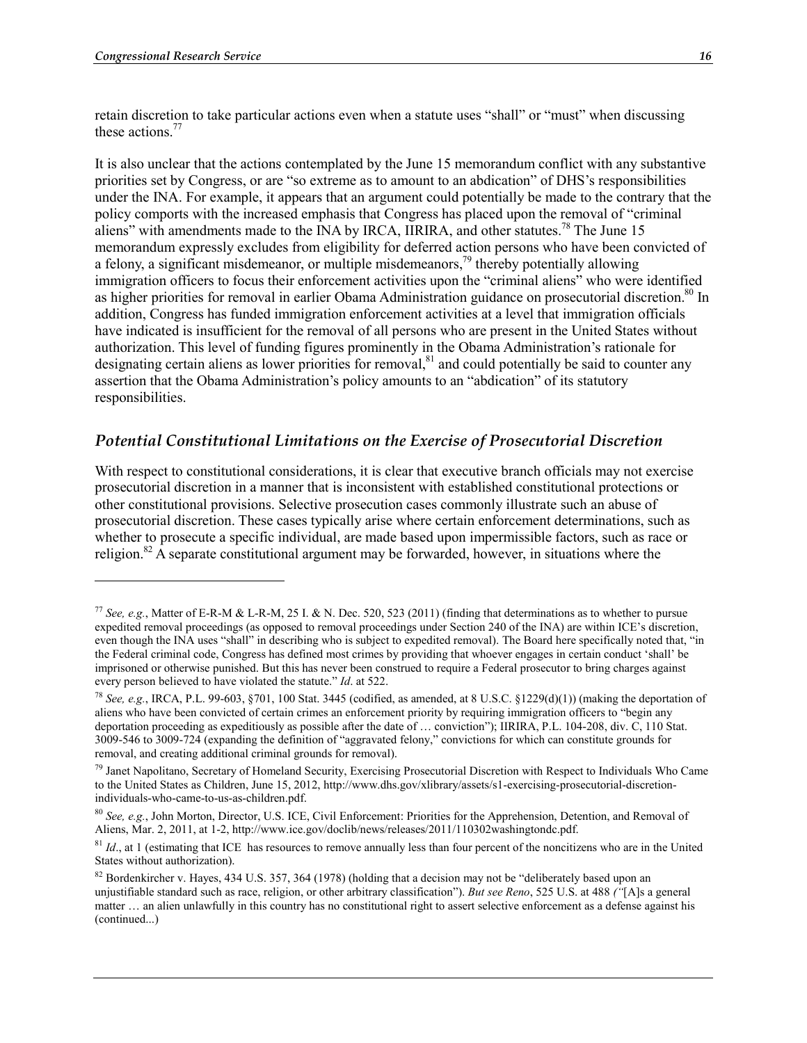retain discretion to take particular actions even when a statute uses "shall" or "must" when discussing these actions.[77]

It is also unclear that the actions contemplated by the June 15 memorandum conflict with any substantive priorities set by Congress, or are "so extreme as to amount to an abdication" of DHS's responsibilities under the INA. For example, it appears that an argument could potentially be made to the contrary that the policy comports with the increased emphasis that Congress has placed upon the removal of "criminal aliens" with amendments made to the INA by IRCA, IIRIRA, and other statutes.[78] The June 15 memorandum expressly excludes from eligibility for deferred action persons who have been convicted of a felony, a significant misdemeanor, or multiple misdemeanors,[79] thereby potentially allowing immigration officers to focus their enforcement activities upon the "criminal aliens" who were identified as higher priorities for removal in earlier Obama Administration guidance on prosecutorial discretion.[80] In addition, Congress has funded immigration enforcement activities at a level that immigration officials have indicated is insufficient for the removal of all persons who are present in the United States without authorization. This level of funding figures prominently in the Obama Administration's rationale for designating certain aliens as lower priorities for removal,[81] and could potentially be said to counter any assertion that the Obama Administration's policy amounts to an "abdication" of its statutory responsibilities.

### *Potential Constitutional Limitations on the Exercise of Prosecutorial Discretion*

With respect to constitutional considerations, it is clear that executive branch officials may not exercise prosecutorial discretion in a manner that is inconsistent with established constitutional protections or other constitutional provisions. Selective prosecution cases commonly illustrate such an abuse of prosecutorial discretion. These cases typically arise where certain enforcement determinations, such as whether to prosecute a specific individual, are made based upon impermissible factors, such as race or religion.[82] A separate constitutional argument may be forwarded, however, in situations where the

---

[77] *See, e.g.*, Matter of E-R-M & L-R-M, 25 I. & N. Dec. 520, 523 (2011) (finding that determinations as to whether to pursue expedited removal proceedings (as opposed to removal proceedings under Section 240 of the INA) are within ICE's discretion, even though the INA uses "shall" in describing who is subject to expedited removal). The Board here specifically noted that, "in the Federal criminal code, Congress has defined most crimes by providing that whoever engages in certain conduct 'shall' be imprisoned or otherwise punished. But this has never been construed to require a Federal prosecutor to bring charges against every person believed to have violated the statute." *Id*. at 522.

[78] *See, e.g.*, IRCA, P.L. 99-603, §701, 100 Stat. 3445 (codified, as amended, at 8 U.S.C. §1229(d)(1)) (making the deportation of aliens who have been convicted of certain crimes an enforcement priority by requiring immigration officers to "begin any deportation proceeding as expeditiously as possible after the date of … conviction"); IIRIRA, P.L. 104-208, div. C, 110 Stat. 3009-546 to 3009-724 (expanding the definition of "aggravated felony," convictions for which can constitute grounds for removal, and creating additional criminal grounds for removal).

[79] Janet Napolitano, Secretary of Homeland Security, Exercising Prosecutorial Discretion with Respect to Individuals Who Came to the United States as Children, June 15, 2012, http://www.dhs.gov/xlibrary/assets/s1-exercising-prosecutorial-discretion-individuals-who-came-to-us-as-children.pdf.

[80] *See, e.g.*, John Morton, Director, U.S. ICE, Civil Enforcement: Priorities for the Apprehension, Detention, and Removal of Aliens, Mar. 2, 2011, at 1-2, http://www.ice.gov/doclib/news/releases/2011/110302washingtondc.pdf.

[81] *Id*., at 1 (estimating that ICE has resources to remove annually less than four percent of the noncitizens who are in the United States without authorization).

[82] Bordenkircher v. Hayes, 434 U.S. 357, 364 (1978) (holding that a decision may not be "deliberately based upon an unjustifiable standard such as race, religion, or other arbitrary classification"). *But see Reno*, 525 U.S. at 488 *("*[A]s a general matter … an alien unlawfully in this country has no constitutional right to assert selective enforcement as a defense against his (continued...)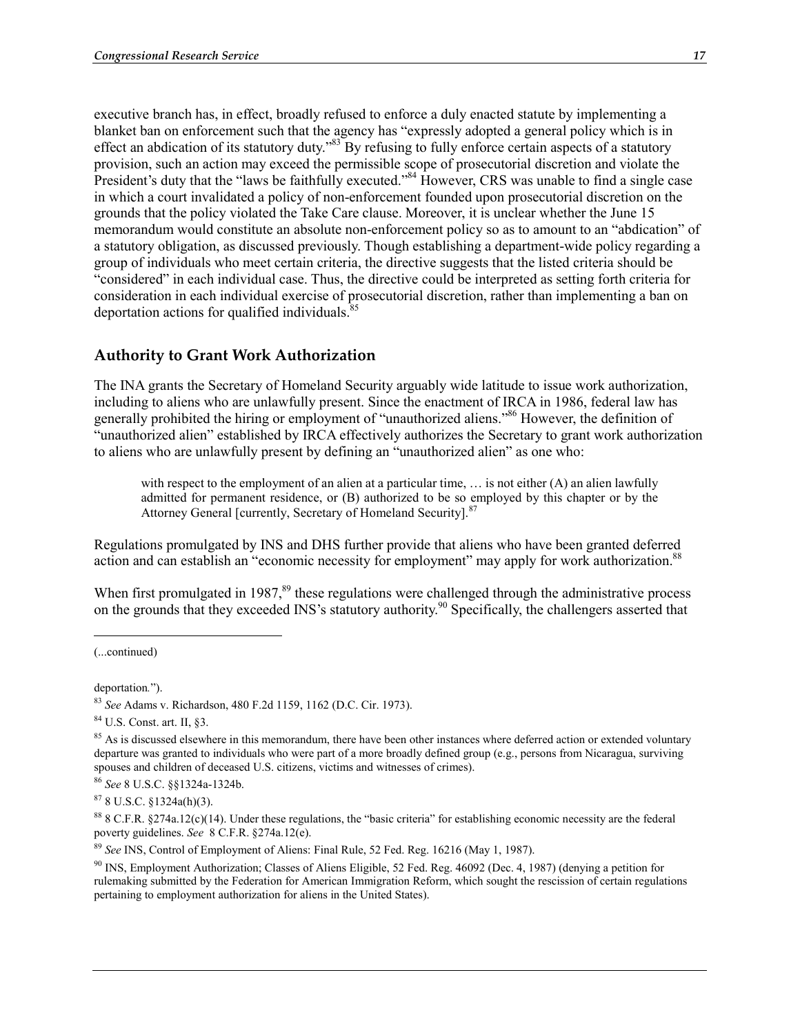executive branch has, in effect, broadly refused to enforce a duly enacted statute by implementing a blanket ban on enforcement such that the agency has "expressly adopted a general policy which is in effect an abdication of its statutory duty."[83] By refusing to fully enforce certain aspects of a statutory provision, such an action may exceed the permissible scope of prosecutorial discretion and violate the President's duty that the "laws be faithfully executed."[84] However, CRS was unable to find a single case in which a court invalidated a policy of non-enforcement founded upon prosecutorial discretion on the grounds that the policy violated the Take Care clause. Moreover, it is unclear whether the June 15 memorandum would constitute an absolute non-enforcement policy so as to amount to an "abdication" of a statutory obligation, as discussed previously. Though establishing a department-wide policy regarding a group of individuals who meet certain criteria, the directive suggests that the listed criteria should be "considered" in each individual case. Thus, the directive could be interpreted as setting forth criteria for consideration in each individual exercise of prosecutorial discretion, rather than implementing a ban on deportation actions for qualified individuals.[85]

### Authority to Grant Work Authorization

The INA grants the Secretary of Homeland Security arguably wide latitude to issue work authorization, including to aliens who are unlawfully present. Since the enactment of IRCA in 1986, federal law has generally prohibited the hiring or employment of "unauthorized aliens."[86] However, the definition of "unauthorized alien" established by IRCA effectively authorizes the Secretary to grant work authorization to aliens who are unlawfully present by defining an "unauthorized alien" as one who:

> with respect to the employment of an alien at a particular time, … is not either (A) an alien lawfully admitted for permanent residence, or (B) authorized to be so employed by this chapter or by the Attorney General [currently, Secretary of Homeland Security].[87]

Regulations promulgated by INS and DHS further provide that aliens who have been granted deferred action and can establish an "economic necessity for employment" may apply for work authorization.[88]

When first promulgated in 1987,[89] these regulations were challenged through the administrative process on the grounds that they exceeded INS's statutory authority.[90] Specifically, the challengers asserted that

---

(...continued)

deportation.").

[83] *See* Adams v. Richardson, 480 F.2d 1159, 1162 (D.C. Cir. 1973).

[84] U.S. Const. art. II, §3.

[85] As is discussed elsewhere in this memorandum, there have been other instances where deferred action or extended voluntary departure was granted to individuals who were part of a more broadly defined group (e.g., persons from Nicaragua, surviving spouses and children of deceased U.S. citizens, victims and witnesses of crimes).

[86] *See* 8 U.S.C. §§1324a-1324b.

[87] 8 U.S.C. §1324a(h)(3).

[88] 8 C.F.R. §274a.12(c)(14). Under these regulations, the "basic criteria" for establishing economic necessity are the federal poverty guidelines. *See* 8 C.F.R. §274a.12(e).

[89] *See* INS, Control of Employment of Aliens: Final Rule, 52 Fed. Reg. 16216 (May 1, 1987).

[90] INS, Employment Authorization; Classes of Aliens Eligible, 52 Fed. Reg. 46092 (Dec. 4, 1987) (denying a petition for rulemaking submitted by the Federation for American Immigration Reform, which sought the rescission of certain regulations pertaining to employment authorization for aliens in the United States).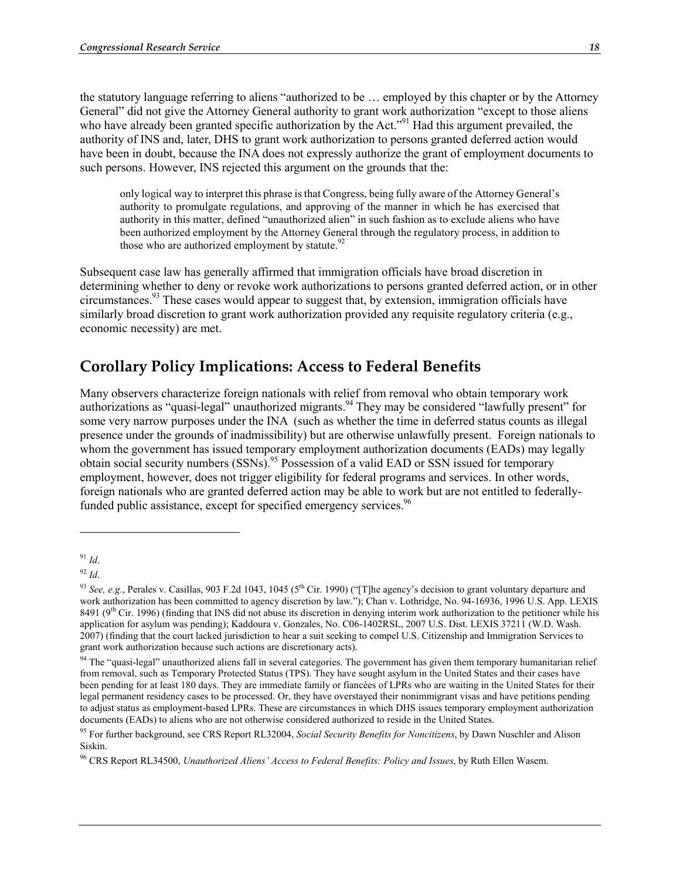the statutory language referring to aliens "authorized to be … employed by this chapter or by the Attorney General" did not give the Attorney General authority to grant work authorization "except to those aliens who have already been granted specific authorization by the Act."[91] Had this argument prevailed, the authority of INS and, later, DHS to grant work authorization to persons granted deferred action would have been in doubt, because the INA does not expressly authorize the grant of employment documents to such persons. However, INS rejected this argument on the grounds that the:

> only logical way to interpret this phrase is that Congress, being fully aware of the Attorney General's authority to promulgate regulations, and approving of the manner in which he has exercised that authority in this matter, defined "unauthorized alien" in such fashion as to exclude aliens who have been authorized employment by the Attorney General through the regulatory process, in addition to those who are authorized employment by statute.[92]

Subsequent case law has generally affirmed that immigration officials have broad discretion in determining whether to deny or revoke work authorizations to persons granted deferred action, or in other circumstances.[93] These cases would appear to suggest that, by extension, immigration officials have similarly broad discretion to grant work authorization provided any requisite regulatory criteria (e.g., economic necessity) are met.

## Corollary Policy Implications: Access to Federal Benefits

Many observers characterize foreign nationals with relief from removal who obtain temporary work authorizations as "quasi-legal" unauthorized migrants.[94] They may be considered "lawfully present" for some very narrow purposes under the INA (such as whether the time in deferred status counts as illegal presence under the grounds of inadmissibility) but are otherwise unlawfully present. Foreign nationals to whom the government has issued temporary employment authorization documents (EADs) may legally obtain social security numbers (SSNs).[95] Possession of a valid EAD or SSN issued for temporary employment, however, does not trigger eligibility for federal programs and services. In other words, foreign nationals who are granted deferred action may be able to work but are not entitled to federally-funded public assistance, except for specified emergency services.[96]

---

[91] *Id*.

[92] *Id*.

[93] *See, e.g.*, Perales v. Casillas, 903 F.2d 1043, 1045 (5th Cir. 1990) ("[T]he agency's decision to grant voluntary departure and work authorization has been committed to agency discretion by law."); Chan v. Lothridge, No. 94-16936, 1996 U.S. App. LEXIS 8491 (9th Cir. 1996) (finding that INS did not abuse its discretion in denying interim work authorization to the petitioner while his application for asylum was pending); Kaddoura v. Gonzales, No. C06-1402RSL, 2007 U.S. Dist. LEXIS 37211 (W.D. Wash. 2007) (finding that the court lacked jurisdiction to hear a suit seeking to compel U.S. Citizenship and Immigration Services to grant work authorization because such actions are discretionary acts).

[94] The "quasi-legal" unauthorized aliens fall in several categories. The government has given them temporary humanitarian relief from removal, such as Temporary Protected Status (TPS). They have sought asylum in the United States and their cases have been pending for at least 180 days. They are immediate family or fiancées of LPRs who are waiting in the United States for their legal permanent residency cases to be processed. Or, they have overstayed their nonimmigrant visas and have petitions pending to adjust status as employment-based LPRs. These are circumstances in which DHS issues temporary employment authorization documents (EADs) to aliens who are not otherwise considered authorized to reside in the United States.

[95] For further background, see CRS Report RL32004, *Social Security Benefits for Noncitizens*, by Dawn Nuschler and Alison Siskin.

[96] CRS Report RL34500, *Unauthorized Aliens' Access to Federal Benefits: Policy and Issues*, by Ruth Ellen Wasem.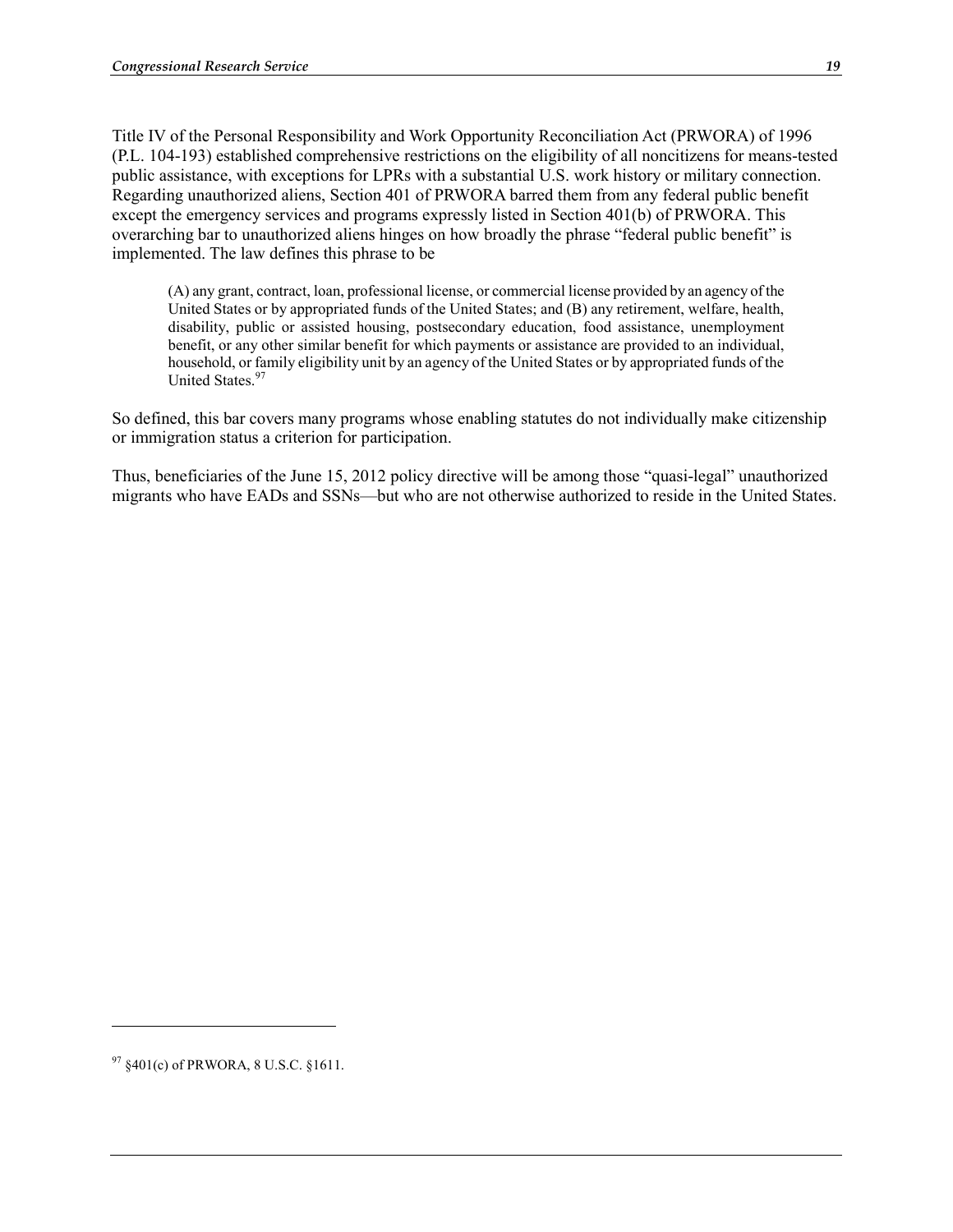Title IV of the Personal Responsibility and Work Opportunity Reconciliation Act (PRWORA) of 1996 (P.L. 104-193) established comprehensive restrictions on the eligibility of all noncitizens for means-tested public assistance, with exceptions for LPRs with a substantial U.S. work history or military connection. Regarding unauthorized aliens, Section 401 of PRWORA barred them from any federal public benefit except the emergency services and programs expressly listed in Section 401(b) of PRWORA. This overarching bar to unauthorized aliens hinges on how broadly the phrase "federal public benefit" is implemented. The law defines this phrase to be

> (A) any grant, contract, loan, professional license, or commercial license provided by an agency of the United States or by appropriated funds of the United States; and (B) any retirement, welfare, health, disability, public or assisted housing, postsecondary education, food assistance, unemployment benefit, or any other similar benefit for which payments or assistance are provided to an individual, household, or family eligibility unit by an agency of the United States or by appropriated funds of the United States.[97]

So defined, this bar covers many programs whose enabling statutes do not individually make citizenship or immigration status a criterion for participation.

Thus, beneficiaries of the June 15, 2012 policy directive will be among those "quasi-legal" unauthorized migrants who have EADs and SSNs—but who are not otherwise authorized to reside in the United States.

---

[97] §401(c) of PRWORA, 8 U.S.C. §1611.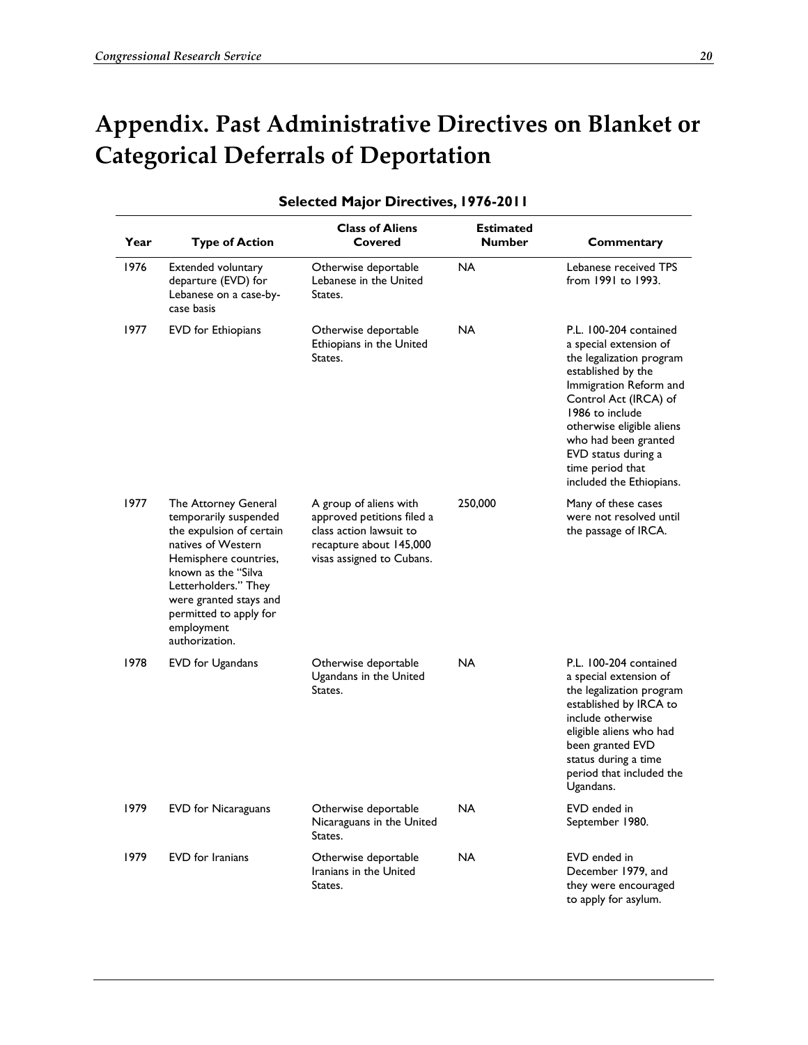# Appendix. Past Administrative Directives on Blanket or Categorical Deferrals of Deportation

**Selected Major Directives, 1976-2011**

| Year | Type of Action | Class of Aliens Covered | Estimated Number | Commentary |
| --- | --- | --- | --- | --- |
| 1976 | Extended voluntary departure (EVD) for Lebanese on a case-by-case basis | Otherwise deportable Lebanese in the United States. | NA | Lebanese received TPS from 1991 to 1993. |
| 1977 | EVD for Ethiopians | Otherwise deportable Ethiopians in the United States. | NA | P.L. 100-204 contained a special extension of the legalization program established by the Immigration Reform and Control Act (IRCA) of 1986 to include otherwise eligible aliens who had been granted EVD status during a time period that included the Ethiopians. |
| 1977 | The Attorney General temporarily suspended the expulsion of certain natives of Western Hemisphere countries, known as the "Silva Letterholders." They were granted stays and permitted to apply for employment authorization. | A group of aliens with approved petitions filed a class action lawsuit to recapture about 145,000 visas assigned to Cubans. | 250,000 | Many of these cases were not resolved until the passage of IRCA. |
| 1978 | EVD for Ugandans | Otherwise deportable Ugandans in the United States. | NA | P.L. 100-204 contained a special extension of the legalization program established by IRCA to include otherwise eligible aliens who had been granted EVD status during a time period that included the Ugandans. |
| 1979 | EVD for Nicaraguans | Otherwise deportable Nicaraguans in the United States. | NA | EVD ended in September 1980. |
| 1979 | EVD for Iranians | Otherwise deportable Iranians in the United States. | NA | EVD ended in December 1979, and they were encouraged to apply for asylum. |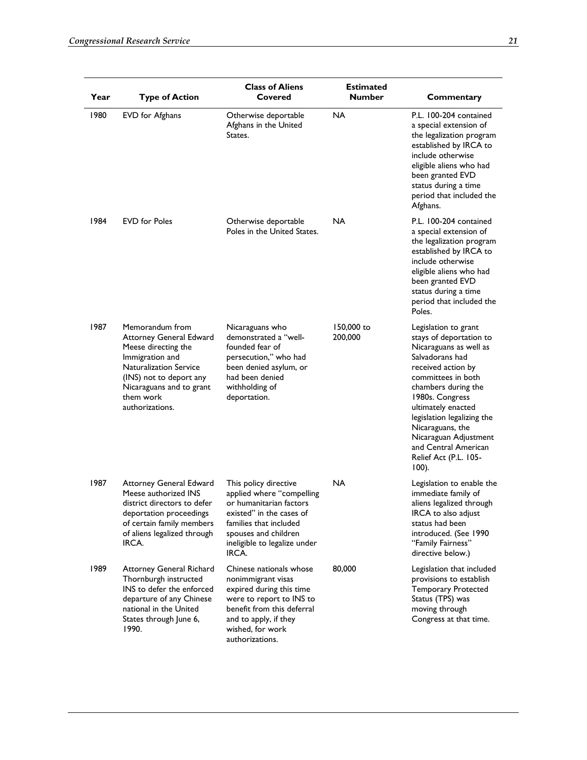| Year | Type of Action | Class of Aliens Covered | Estimated Number | Commentary |
| --- | --- | --- | --- | --- |
| 1980 | EVD for Afghans | Otherwise deportable Afghans in the United States. | NA | P.L. 100-204 contained a special extension of the legalization program established by IRCA to include otherwise eligible aliens who had been granted EVD status during a time period that included the Afghans. |
| 1984 | EVD for Poles | Otherwise deportable Poles in the United States. | NA | P.L. 100-204 contained a special extension of the legalization program established by IRCA to include otherwise eligible aliens who had been granted EVD status during a time period that included the Poles. |
| 1987 | Memorandum from Attorney General Edward Meese directing the Immigration and Naturalization Service (INS) not to deport any Nicaraguans and to grant them work authorizations. | Nicaraguans who demonstrated a "well-founded fear of persecution," who had been denied asylum, or had been denied withholding of deportation. | 150,000 to 200,000 | Legislation to grant stays of deportation to Nicaraguans as well as Salvadorans had received action by committees in both chambers during the 1980s. Congress ultimately enacted legislation legalizing the Nicaraguans, the Nicaraguan Adjustment and Central American Relief Act (P.L. 105-100). |
| 1987 | Attorney General Edward Meese authorized INS district directors to defer deportation proceedings of certain family members of aliens legalized through IRCA. | This policy directive applied where "compelling or humanitarian factors existed" in the cases of families that included spouses and children ineligible to legalize under IRCA. | NA | Legislation to enable the immediate family of aliens legalized through IRCA to also adjust status had been introduced. (See 1990 "Family Fairness" directive below.) |
| 1989 | Attorney General Richard Thornburgh instructed INS to defer the enforced departure of any Chinese national in the United States through June 6, 1990. | Chinese nationals whose nonimmigrant visas expired during this time were to report to INS to benefit from this deferral and to apply, if they wished, for work authorizations. | 80,000 | Legislation that included provisions to establish Temporary Protected Status (TPS) was moving through Congress at that time. |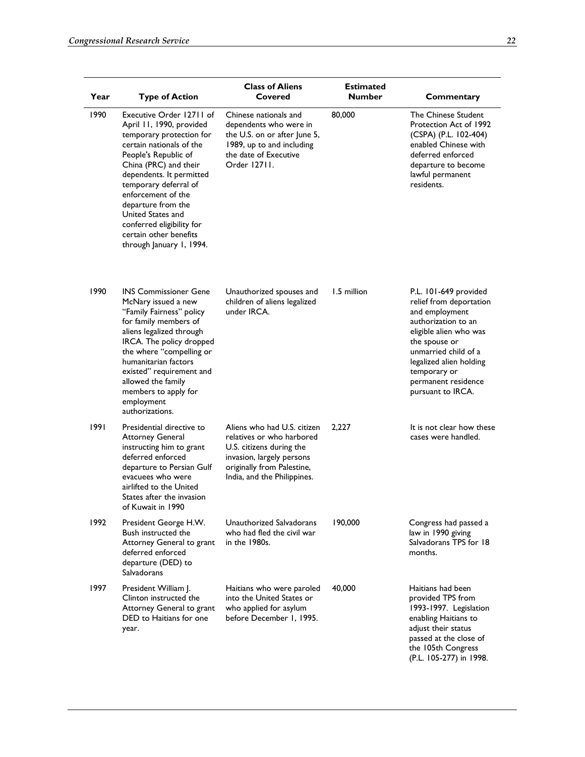| Year | Type of Action | Class of Aliens Covered | Estimated Number | Commentary |
|---|---|---|---|---|
| 1990 | Executive Order 12711 of April 11, 1990, provided temporary protection for certain nationals of the People's Republic of China (PRC) and their dependents. It permitted temporary deferral of enforcement of the departure from the United States and conferred eligibility for certain other benefits through January 1, 1994. | Chinese nationals and dependents who were in the U.S. on or after June 5, 1989, up to and including the date of Executive Order 12711. | 80,000 | The Chinese Student Protection Act of 1992 (CSPA) (P.L. 102-404) enabled Chinese with deferred enforced departure to become lawful permanent residents. |
| 1990 | INS Commissioner Gene McNary issued a new "Family Fairness" policy for family members of aliens legalized through IRCA. The policy dropped the where "compelling or humanitarian factors existed" requirement and allowed the family members to apply for employment authorizations. | Unauthorized spouses and children of aliens legalized under IRCA. | 1.5 million | P.L. 101-649 provided relief from deportation and employment authorization to an eligible alien who was the spouse or unmarried child of a legalized alien holding temporary or permanent residence pursuant to IRCA. |
| 1991 | Presidential directive to Attorney General instructing him to grant deferred enforced departure to Persian Gulf evacuees who were airlifted to the United States after the invasion of Kuwait in 1990 | Aliens who had U.S. citizen relatives or who harbored U.S. citizens during the invasion, largely persons originally from Palestine, India, and the Philippines. | 2,227 | It is not clear how these cases were handled. |
| 1992 | President George H.W. Bush instructed the Attorney General to grant deferred enforced departure (DED) to Salvadorans | Unauthorized Salvadorans who had fled the civil war in the 1980s. | 190,000 | Congress had passed a law in 1990 giving Salvadorans TPS for 18 months. |
| 1997 | President William J. Clinton instructed the Attorney General to grant DED to Haitians for one year. | Haitians who were paroled into the United States or who applied for asylum before December 1, 1995. | 40,000 | Haitians had been provided TPS from 1993-1997. Legislation enabling Haitians to adjust their status passed at the close of the 105th Congress (P.L. 105-277) in 1998. |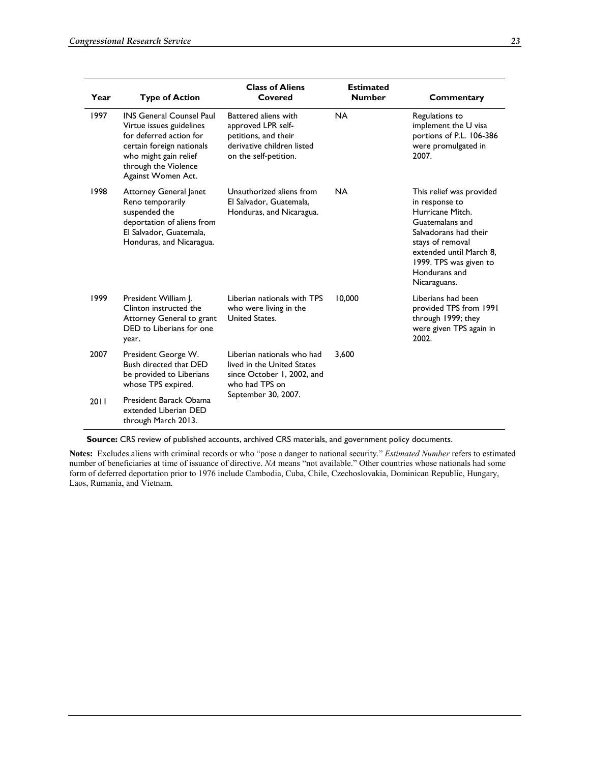| Year | Type of Action | Class of Aliens Covered | Estimated Number | Commentary |
|---|---|---|---|---|
| 1997 | INS General Counsel Paul Virtue issues guidelines for deferred action for certain foreign nationals who might gain relief through the Violence Against Women Act. | Battered aliens with approved LPR self-petitions, and their derivative children listed on the self-petition. | NA | Regulations to implement the U visa portions of P.L. 106-386 were promulgated in 2007. |
| 1998 | Attorney General Janet Reno temporarily suspended the deportation of aliens from El Salvador, Guatemala, Honduras, and Nicaragua. | Unauthorized aliens from El Salvador, Guatemala, Honduras, and Nicaragua. | NA | This relief was provided in response to Hurricane Mitch. Guatemalans and Salvadorans had their stays of removal extended until March 8, 1999. TPS was given to Hondurans and Nicaraguans. |
| 1999 | President William J. Clinton instructed the Attorney General to grant DED to Liberians for one year. | Liberian nationals with TPS who were living in the United States. | 10,000 | Liberians had been provided TPS from 1991 through 1999; they were given TPS again in 2002. |
| 2007 | President George W. Bush directed that DED be provided to Liberians whose TPS expired. | Liberian nationals who had lived in the United States since October 1, 2002, and who had TPS on September 30, 2007. | 3,600 | |
| 2011 | President Barack Obama extended Liberian DED through March 2013. | | | |

**Source:** CRS review of published accounts, archived CRS materials, and government policy documents.

**Notes:** Excludes aliens with criminal records or who "pose a danger to national security." *Estimated Number* refers to estimated number of beneficiaries at time of issuance of directive. *NA* means "not available." Other countries whose nationals had some form of deferred deportation prior to 1976 include Cambodia, Cuba, Chile, Czechoslovakia, Dominican Republic, Hungary, Laos, Rumania, and Vietnam.